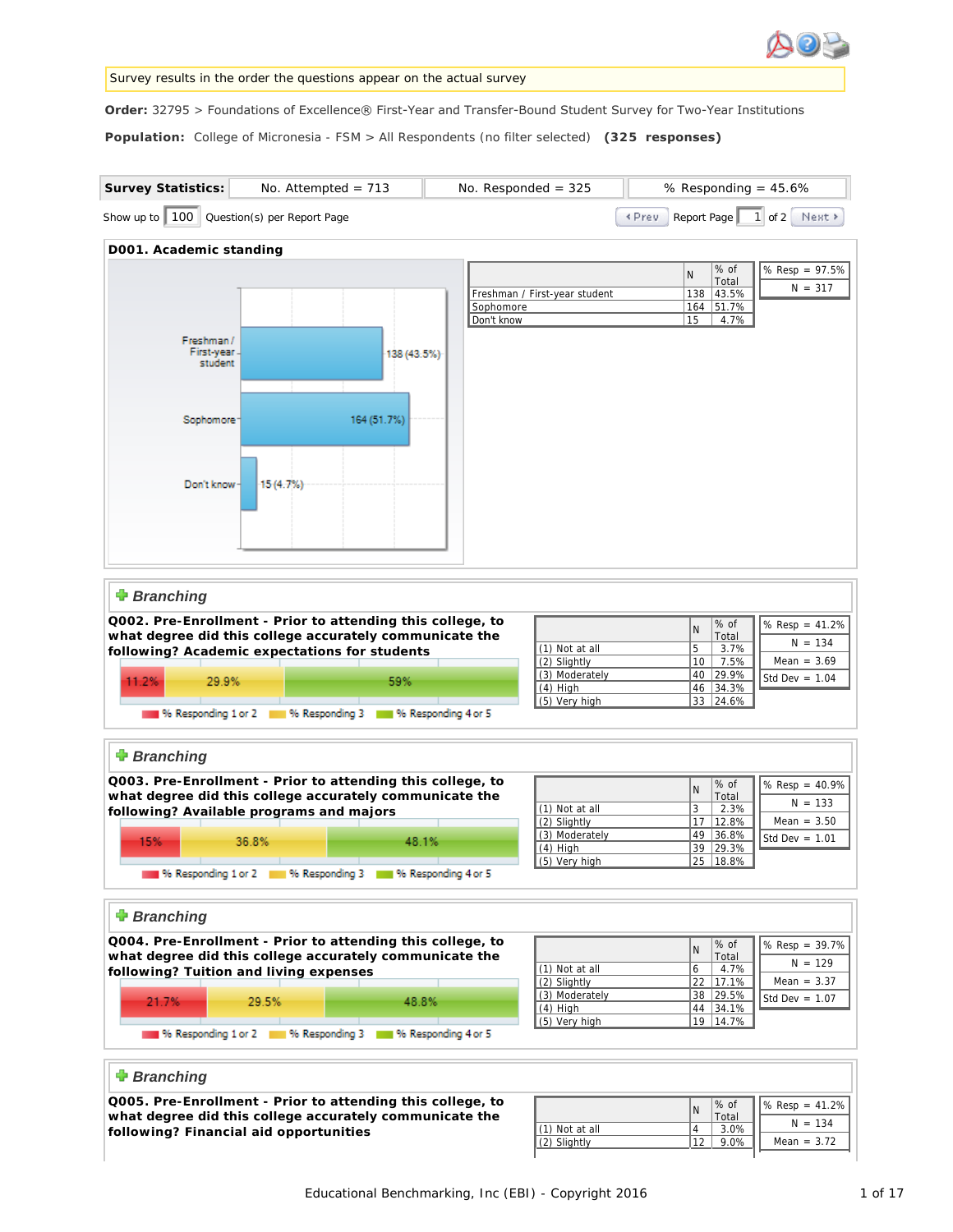Survey results in the order the questions appear on the actual survey

**Order:** 32795 > Foundations of Excellence® First-Year and Transfer-Bound Student Survey for Two-Year Institutions

**Population:** College of Micronesia - FSM > All Respondents (no filter selected) **(325 responses)**

| Survey Statistics: | No. Attempted = 713 | No. Responded = 325 | % Responding = 45.6% |
|---|---|---|---|

Show up to 100 Question(s) per Report Page — Prev — Report Page 1 of 2 — Next

### D001. Academic standing

Freshman / First-year student: 138 (43.5%)
Sophomore: 164 (51.7%)
Don't know: 15 (4.7%)

| | N | % of Total |
|---|---|---|
| Freshman / First-year student | 138 | 43.5% |
| Sophomore | 164 | 51.7% |
| Don't know | 15 | 4.7% |

% Resp = 97.5%
N = 317

### Branching

**Q002. Pre-Enrollment - Prior to attending this college, to what degree did this college accurately communicate the following? Academic expectations for students**

11.2% | 29.9% | 59%

% Responding 1 or 2 — % Responding 3 — % Responding 4 or 5

| | N | % of Total |
|---|---|---|
| (1) Not at all | 5 | 3.7% |
| (2) Slightly | 10 | 7.5% |
| (3) Moderately | 40 | 29.9% |
| (4) High | 46 | 34.3% |
| (5) Very high | 33 | 24.6% |

% Resp = 41.2%
N = 134
Mean = 3.69
Std Dev = 1.04

### Branching

**Q003. Pre-Enrollment - Prior to attending this college, to what degree did this college accurately communicate the following? Available programs and majors**

15% | 36.8% | 48.1%

% Responding 1 or 2 — % Responding 3 — % Responding 4 or 5

| | N | % of Total |
|---|---|---|
| (1) Not at all | 3 | 2.3% |
| (2) Slightly | 17 | 12.8% |
| (3) Moderately | 49 | 36.8% |
| (4) High | 39 | 29.3% |
| (5) Very high | 25 | 18.8% |

% Resp = 40.9%
N = 133
Mean = 3.50
Std Dev = 1.01

### Branching

**Q004. Pre-Enrollment - Prior to attending this college, to what degree did this college accurately communicate the following? Tuition and living expenses**

21.7% | 29.5% | 48.8%

% Responding 1 or 2 — % Responding 3 — % Responding 4 or 5

| | N | % of Total |
|---|---|---|
| (1) Not at all | 6 | 4.7% |
| (2) Slightly | 22 | 17.1% |
| (3) Moderately | 38 | 29.5% |
| (4) High | 44 | 34.1% |
| (5) Very high | 19 | 14.7% |

% Resp = 39.7%
N = 129
Mean = 3.37
Std Dev = 1.07

### Branching

**Q005. Pre-Enrollment - Prior to attending this college, to what degree did this college accurately communicate the following? Financial aid opportunities**

| | N | % of Total |
|---|---|---|
| (1) Not at all | 4 | 3.0% |
| (2) Slightly | 12 | 9.0% |

% Resp = 41.2%
N = 134
Mean = 3.72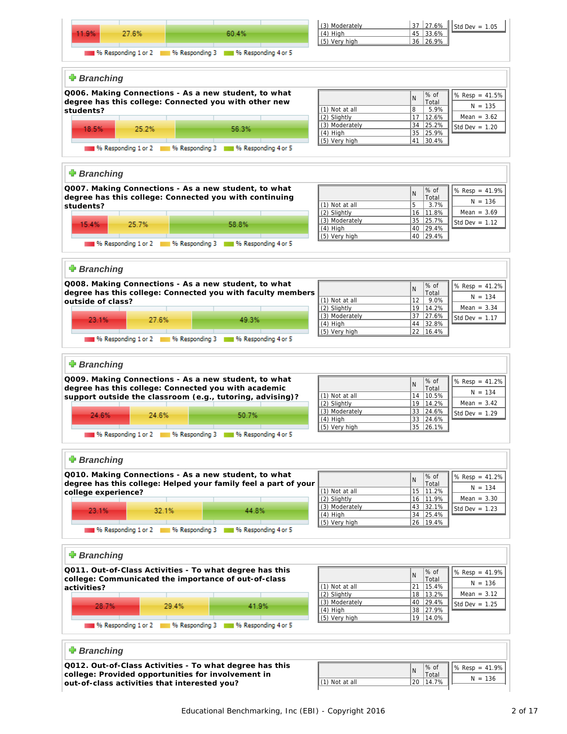| | 11.9% | 27.6% | 60.4% |
|---|---|---|---|

% Responding 1 or 2 · % Responding 3 · % Responding 4 or 5

| | N | % of Total |
|---|---|---|
| (3) Moderately | 37 | 27.6% |
| (4) High | 45 | 33.6% |
| (5) Very high | 36 | 26.9% |

Std Dev = 1.05

### Branching

**Q006. Making Connections - As a new student, to what degree has this college: Connected you with other new students?**

| % Responding 1 or 2 | % Responding 3 | % Responding 4 or 5 |
|---|---|---|
| 18.5% | 25.2% | 56.3% |

| | N | % of Total |
|---|---|---|
| (1) Not at all | 8 | 5.9% |
| (2) Slightly | 17 | 12.6% |
| (3) Moderately | 34 | 25.2% |
| (4) High | 35 | 25.9% |
| (5) Very high | 41 | 30.4% |

% Resp = 41.5%
N = 135
Mean = 3.62
Std Dev = 1.20

### Branching

**Q007. Making Connections - As a new student, to what degree has this college: Connected you with continuing students?**

| % Responding 1 or 2 | % Responding 3 | % Responding 4 or 5 |
|---|---|---|
| 15.4% | 25.7% | 58.8% |

| | N | % of Total |
|---|---|---|
| (1) Not at all | 5 | 3.7% |
| (2) Slightly | 16 | 11.8% |
| (3) Moderately | 35 | 25.7% |
| (4) High | 40 | 29.4% |
| (5) Very high | 40 | 29.4% |

% Resp = 41.9%
N = 136
Mean = 3.69
Std Dev = 1.12

### Branching

**Q008. Making Connections - As a new student, to what degree has this college: Connected you with faculty members outside of class?**

| % Responding 1 or 2 | % Responding 3 | % Responding 4 or 5 |
|---|---|---|
| 23.1% | 27.6% | 49.3% |

| | N | % of Total |
|---|---|---|
| (1) Not at all | 12 | 9.0% |
| (2) Slightly | 19 | 14.2% |
| (3) Moderately | 37 | 27.6% |
| (4) High | 44 | 32.8% |
| (5) Very high | 22 | 16.4% |

% Resp = 41.2%
N = 134
Mean = 3.34
Std Dev = 1.17

### Branching

**Q009. Making Connections - As a new student, to what degree has this college: Connected you with academic support outside the classroom (e.g., tutoring, advising)?**

| % Responding 1 or 2 | % Responding 3 | % Responding 4 or 5 |
|---|---|---|
| 24.6% | 24.6% | 50.7% |

| | N | % of Total |
|---|---|---|
| (1) Not at all | 14 | 10.5% |
| (2) Slightly | 19 | 14.2% |
| (3) Moderately | 33 | 24.6% |
| (4) High | 33 | 24.6% |
| (5) Very high | 35 | 26.1% |

% Resp = 41.2%
N = 134
Mean = 3.42
Std Dev = 1.29

### Branching

**Q010. Making Connections - As a new student, to what degree has this college: Helped your family feel a part of your college experience?**

| % Responding 1 or 2 | % Responding 3 | % Responding 4 or 5 |
|---|---|---|
| 23.1% | 32.1% | 44.8% |

| | N | % of Total |
|---|---|---|
| (1) Not at all | 15 | 11.2% |
| (2) Slightly | 16 | 11.9% |
| (3) Moderately | 43 | 32.1% |
| (4) High | 34 | 25.4% |
| (5) Very high | 26 | 19.4% |

% Resp = 41.2%
N = 134
Mean = 3.30
Std Dev = 1.23

### Branching

**Q011. Out-of-Class Activities - To what degree has this college: Communicated the importance of out-of-class activities?**

| % Responding 1 or 2 | % Responding 3 | % Responding 4 or 5 |
|---|---|---|
| 28.7% | 29.4% | 41.9% |

| | N | % of Total |
|---|---|---|
| (1) Not at all | 21 | 15.4% |
| (2) Slightly | 18 | 13.2% |
| (3) Moderately | 40 | 29.4% |
| (4) High | 38 | 27.9% |
| (5) Very high | 19 | 14.0% |

% Resp = 41.9%
N = 136
Mean = 3.12
Std Dev = 1.25

### Branching

**Q012. Out-of-Class Activities - To what degree has this college: Provided opportunities for involvement in out-of-class activities that interested you?**

| | N | % of Total |
|---|---|---|
| (1) Not at all | 20 | 14.7% |

% Resp = 41.9%
N = 136

Educational Benchmarking, Inc (EBI) - Copyright 2016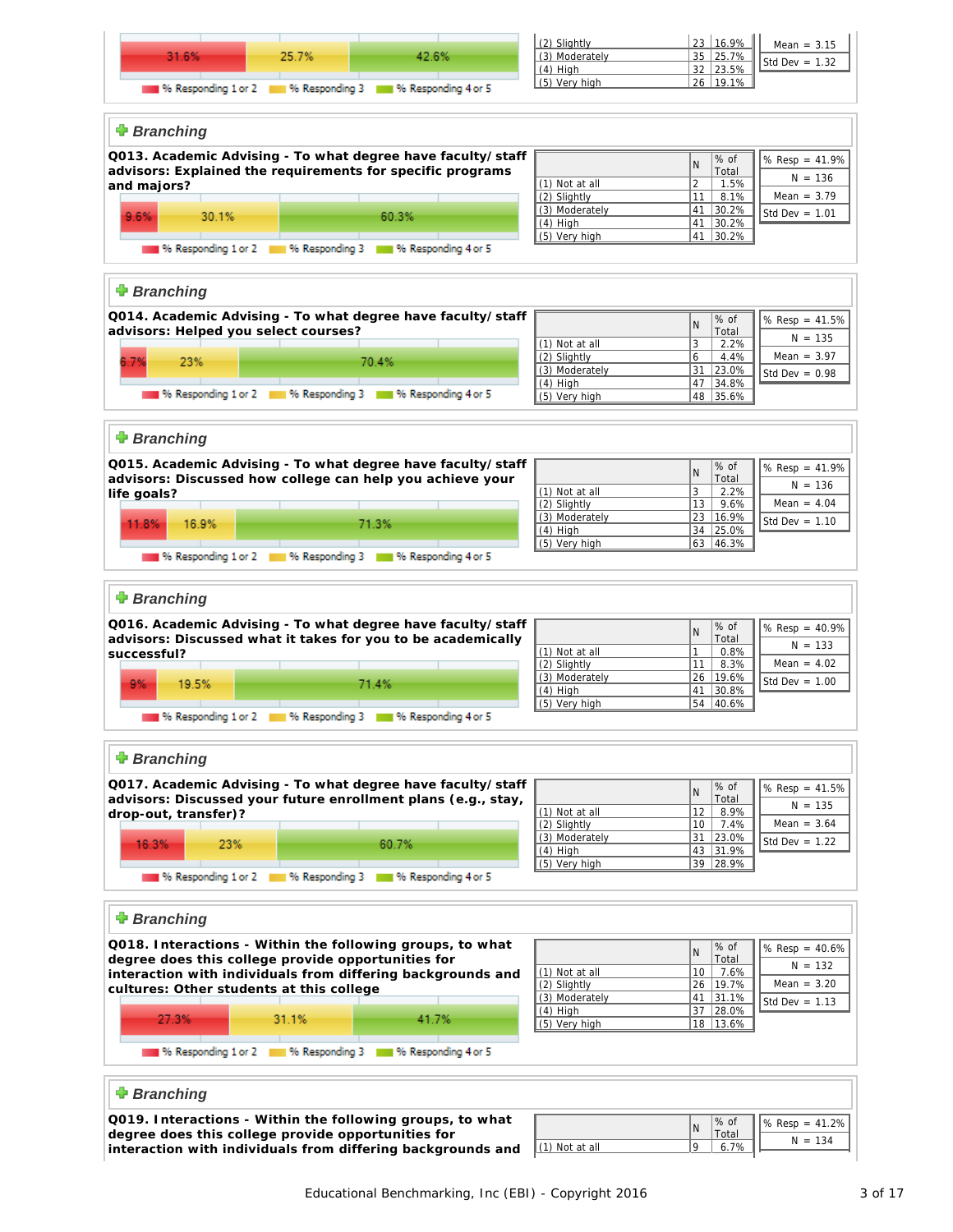31.6% | 25.7% | 42.6%

% Responding 1 or 2 | % Responding 3 | % Responding 4 or 5

| | N | % of Total |
|---|---|---|
| (2) Slightly | 23 | 16.9% |
| (3) Moderately | 35 | 25.7% |
| (4) High | 32 | 23.5% |
| (5) Very high | 26 | 19.1% |

Mean = 3.15
Std Dev = 1.32

### Branching

**Q013. Academic Advising - To what degree have faculty/staff advisors: Explained the requirements for specific programs and majors?**

9.6% | 30.1% | 60.3%

% Responding 1 or 2 | % Responding 3 | % Responding 4 or 5

| | N | % of Total |
|---|---|---|
| (1) Not at all | 2 | 1.5% |
| (2) Slightly | 11 | 8.1% |
| (3) Moderately | 41 | 30.2% |
| (4) High | 41 | 30.2% |
| (5) Very high | 41 | 30.2% |

% Resp = 41.9%
N = 136
Mean = 3.79
Std Dev = 1.01

### Branching

**Q014. Academic Advising - To what degree have faculty/staff advisors: Helped you select courses?**

6.7% | 23% | 70.4%

% Responding 1 or 2 | % Responding 3 | % Responding 4 or 5

| | N | % of Total |
|---|---|---|
| (1) Not at all | 3 | 2.2% |
| (2) Slightly | 6 | 4.4% |
| (3) Moderately | 31 | 23.0% |
| (4) High | 47 | 34.8% |
| (5) Very high | 48 | 35.6% |

% Resp = 41.5%
N = 135
Mean = 3.97
Std Dev = 0.98

### Branching

**Q015. Academic Advising - To what degree have faculty/staff advisors: Discussed how college can help you achieve your life goals?**

11.8% | 16.9% | 71.3%

% Responding 1 or 2 | % Responding 3 | % Responding 4 or 5

| | N | % of Total |
|---|---|---|
| (1) Not at all | 3 | 2.2% |
| (2) Slightly | 13 | 9.6% |
| (3) Moderately | 23 | 16.9% |
| (4) High | 34 | 25.0% |
| (5) Very high | 63 | 46.3% |

% Resp = 41.9%
N = 136
Mean = 4.04
Std Dev = 1.10

### Branching

**Q016. Academic Advising - To what degree have faculty/staff advisors: Discussed what it takes for you to be academically successful?**

9% | 19.5% | 71.4%

% Responding 1 or 2 | % Responding 3 | % Responding 4 or 5

| | N | % of Total |
|---|---|---|
| (1) Not at all | 1 | 0.8% |
| (2) Slightly | 11 | 8.3% |
| (3) Moderately | 26 | 19.6% |
| (4) High | 41 | 30.8% |
| (5) Very high | 54 | 40.6% |

% Resp = 40.9%
N = 133
Mean = 4.02
Std Dev = 1.00

### Branching

**Q017. Academic Advising - To what degree have faculty/staff advisors: Discussed your future enrollment plans (e.g., stay, drop-out, transfer)?**

16.3% | 23% | 60.7%

% Responding 1 or 2 | % Responding 3 | % Responding 4 or 5

| | N | % of Total |
|---|---|---|
| (1) Not at all | 12 | 8.9% |
| (2) Slightly | 10 | 7.4% |
| (3) Moderately | 31 | 23.0% |
| (4) High | 43 | 31.9% |
| (5) Very high | 39 | 28.9% |

% Resp = 41.5%
N = 135
Mean = 3.64
Std Dev = 1.22

### Branching

**Q018. Interactions - Within the following groups, to what degree does this college provide opportunities for interaction with individuals from differing backgrounds and cultures: Other students at this college**

27.3% | 31.1% | 41.7%

% Responding 1 or 2 | % Responding 3 | % Responding 4 or 5

| | N | % of Total |
|---|---|---|
| (1) Not at all | 10 | 7.6% |
| (2) Slightly | 26 | 19.7% |
| (3) Moderately | 41 | 31.1% |
| (4) High | 37 | 28.0% |
| (5) Very high | 18 | 13.6% |

% Resp = 40.6%
N = 132
Mean = 3.20
Std Dev = 1.13

### Branching

**Q019. Interactions - Within the following groups, to what degree does this college provide opportunities for interaction with individuals from differing backgrounds and**

| | N | % of Total |
|---|---|---|
| (1) Not at all | 9 | 6.7% |

% Resp = 41.2%
N = 134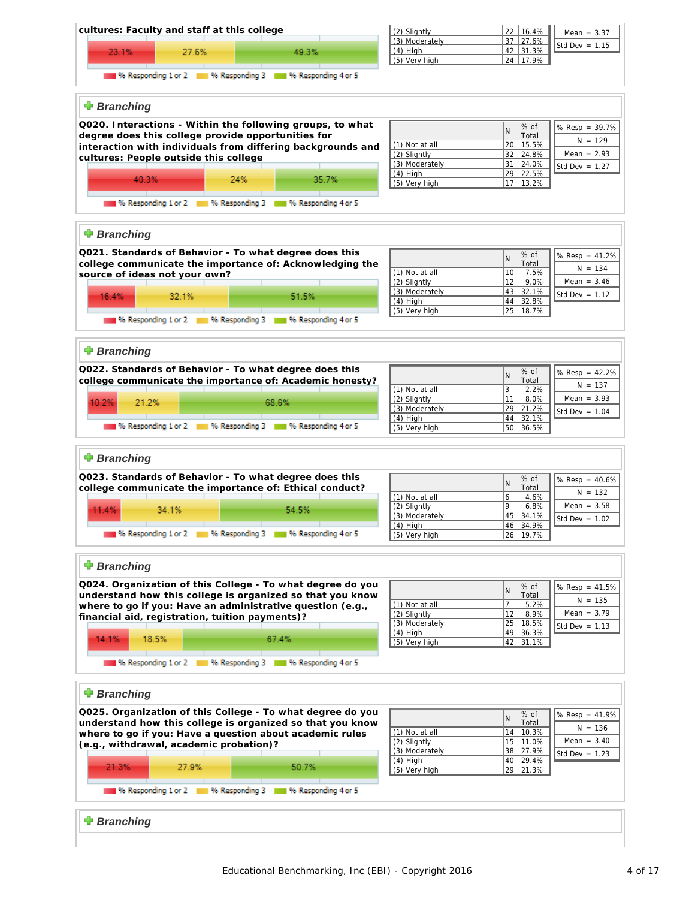cultures: Faculty and staff at this college

23.1% | 27.6% | 49.3%

% Responding 1 or 2 | % Responding 3 | % Responding 4 or 5

| | N | % of Total |
|---|---|---|
| (2) Slightly | 22 | 16.4% |
| (3) Moderately | 37 | 27.6% |
| (4) High | 42 | 31.3% |
| (5) Very high | 24 | 17.9% |

Mean = 3.37
Std Dev = 1.15

## Branching

**Q020. Interactions - Within the following groups, to what degree does this college provide opportunities for interaction with individuals from differing backgrounds and cultures: People outside this college**

40.3% | 24% | 35.7%

% Responding 1 or 2 | % Responding 3 | % Responding 4 or 5

| | N | % of Total |
|---|---|---|
| (1) Not at all | 20 | 15.5% |
| (2) Slightly | 32 | 24.8% |
| (3) Moderately | 31 | 24.0% |
| (4) High | 29 | 22.5% |
| (5) Very high | 17 | 13.2% |

% Resp = 39.7%
N = 129
Mean = 2.93
Std Dev = 1.27

## Branching

**Q021. Standards of Behavior - To what degree does this college communicate the importance of: Acknowledging the source of ideas not your own?**

16.4% | 32.1% | 51.5%

% Responding 1 or 2 | % Responding 3 | % Responding 4 or 5

| | N | % of Total |
|---|---|---|
| (1) Not at all | 10 | 7.5% |
| (2) Slightly | 12 | 9.0% |
| (3) Moderately | 43 | 32.1% |
| (4) High | 44 | 32.8% |
| (5) Very high | 25 | 18.7% |

% Resp = 41.2%
N = 134
Mean = 3.46
Std Dev = 1.12

## Branching

**Q022. Standards of Behavior - To what degree does this college communicate the importance of: Academic honesty?**

10.2% | 21.2% | 68.6%

% Responding 1 or 2 | % Responding 3 | % Responding 4 or 5

| | N | % of Total |
|---|---|---|
| (1) Not at all | 3 | 2.2% |
| (2) Slightly | 11 | 8.0% |
| (3) Moderately | 29 | 21.2% |
| (4) High | 44 | 32.1% |
| (5) Very high | 50 | 36.5% |

% Resp = 42.2%
N = 137
Mean = 3.93
Std Dev = 1.04

## Branching

**Q023. Standards of Behavior - To what degree does this college communicate the importance of: Ethical conduct?**

11.4% | 34.1% | 54.5%

% Responding 1 or 2 | % Responding 3 | % Responding 4 or 5

| | N | % of Total |
|---|---|---|
| (1) Not at all | 6 | 4.6% |
| (2) Slightly | 9 | 6.8% |
| (3) Moderately | 45 | 34.1% |
| (4) High | 46 | 34.9% |
| (5) Very high | 26 | 19.7% |

% Resp = 40.6%
N = 132
Mean = 3.58
Std Dev = 1.02

## Branching

**Q024. Organization of this College - To what degree do you understand how this college is organized so that you know where to go if you: Have an administrative question (e.g., financial aid, registration, tuition payments)?**

14.1% | 18.5% | 67.4%

% Responding 1 or 2 | % Responding 3 | % Responding 4 or 5

| | N | % of Total |
|---|---|---|
| (1) Not at all | 7 | 5.2% |
| (2) Slightly | 12 | 8.9% |
| (3) Moderately | 25 | 18.5% |
| (4) High | 49 | 36.3% |
| (5) Very high | 42 | 31.1% |

% Resp = 41.5%
N = 135
Mean = 3.79
Std Dev = 1.13

## Branching

**Q025. Organization of this College - To what degree do you understand how this college is organized so that you know where to go if you: Have a question about academic rules (e.g., withdrawal, academic probation)?**

21.3% | 27.9% | 50.7%

% Responding 1 or 2 | % Responding 3 | % Responding 4 or 5

| | N | % of Total |
|---|---|---|
| (1) Not at all | 14 | 10.3% |
| (2) Slightly | 15 | 11.0% |
| (3) Moderately | 38 | 27.9% |
| (4) High | 40 | 29.4% |
| (5) Very high | 29 | 21.3% |

% Resp = 41.9%
N = 136
Mean = 3.40
Std Dev = 1.23

## Branching

Educational Benchmarking, Inc (EBI) - Copyright 2016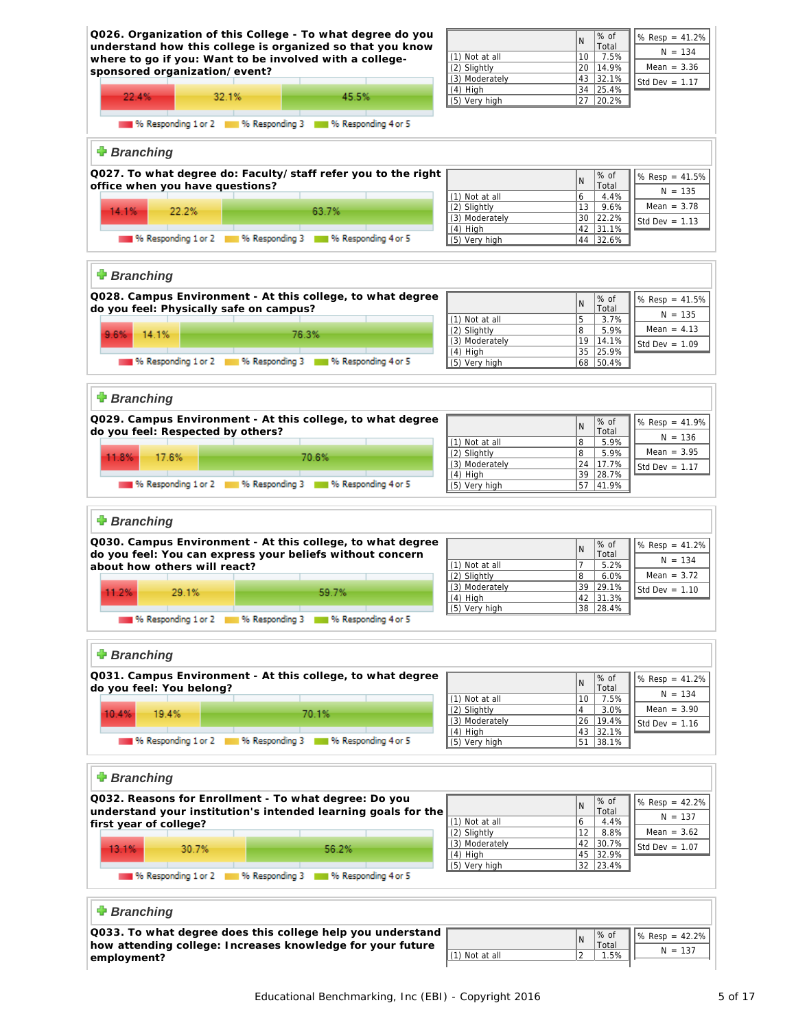**Q026. Organization of this College - To what degree do you understand how this college is organized so that you know where to go if you: Want to be involved with a college-sponsored organization/event?**

% Responding 1 or 2: 22.4% | % Responding 3: 32.1% | % Responding 4 or 5: 45.5%

| | N | % of Total |
|---|---|---|
| (1) Not at all | 10 | 7.5% |
| (2) Slightly | 20 | 14.9% |
| (3) Moderately | 43 | 32.1% |
| (4) High | 34 | 25.4% |
| (5) Very high | 27 | 20.2% |

% Resp = 41.2%
N = 134
Mean = 3.36
Std Dev = 1.17

**Branching**

**Q027. To what degree do: Faculty/staff refer you to the right office when you have questions?**

% Responding 1 or 2: 14.1% | % Responding 3: 22.2% | % Responding 4 or 5: 63.7%

| | N | % of Total |
|---|---|---|
| (1) Not at all | 6 | 4.4% |
| (2) Slightly | 13 | 9.6% |
| (3) Moderately | 30 | 22.2% |
| (4) High | 42 | 31.1% |
| (5) Very high | 44 | 32.6% |

% Resp = 41.5%
N = 135
Mean = 3.78
Std Dev = 1.13

**Branching**

**Q028. Campus Environment - At this college, to what degree do you feel: Physically safe on campus?**

% Responding 1 or 2: 9.6% | % Responding 3: 14.1% | % Responding 4 or 5: 76.3%

| | N | % of Total |
|---|---|---|
| (1) Not at all | 5 | 3.7% |
| (2) Slightly | 8 | 5.9% |
| (3) Moderately | 19 | 14.1% |
| (4) High | 35 | 25.9% |
| (5) Very high | 68 | 50.4% |

% Resp = 41.5%
N = 135
Mean = 4.13
Std Dev = 1.09

**Branching**

**Q029. Campus Environment - At this college, to what degree do you feel: Respected by others?**

% Responding 1 or 2: 11.8% | % Responding 3: 17.6% | % Responding 4 or 5: 70.6%

| | N | % of Total |
|---|---|---|
| (1) Not at all | 8 | 5.9% |
| (2) Slightly | 8 | 5.9% |
| (3) Moderately | 24 | 17.7% |
| (4) High | 39 | 28.7% |
| (5) Very high | 57 | 41.9% |

% Resp = 41.9%
N = 136
Mean = 3.95
Std Dev = 1.17

**Branching**

**Q030. Campus Environment - At this college, to what degree do you feel: You can express your beliefs without concern about how others will react?**

% Responding 1 or 2: 11.2% | % Responding 3: 29.1% | % Responding 4 or 5: 59.7%

| | N | % of Total |
|---|---|---|
| (1) Not at all | 7 | 5.2% |
| (2) Slightly | 8 | 6.0% |
| (3) Moderately | 39 | 29.1% |
| (4) High | 42 | 31.3% |
| (5) Very high | 38 | 28.4% |

% Resp = 41.2%
N = 134
Mean = 3.72
Std Dev = 1.10

**Branching**

**Q031. Campus Environment - At this college, to what degree do you feel: You belong?**

% Responding 1 or 2: 10.4% | % Responding 3: 19.4% | % Responding 4 or 5: 70.1%

| | N | % of Total |
|---|---|---|
| (1) Not at all | 10 | 7.5% |
| (2) Slightly | 4 | 3.0% |
| (3) Moderately | 26 | 19.4% |
| (4) High | 43 | 32.1% |
| (5) Very high | 51 | 38.1% |

% Resp = 41.2%
N = 134
Mean = 3.90
Std Dev = 1.16

**Branching**

**Q032. Reasons for Enrollment - To what degree: Do you understand your institution's intended learning goals for the first year of college?**

% Responding 1 or 2: 13.1% | % Responding 3: 30.7% | % Responding 4 or 5: 56.2%

| | N | % of Total |
|---|---|---|
| (1) Not at all | 6 | 4.4% |
| (2) Slightly | 12 | 8.8% |
| (3) Moderately | 42 | 30.7% |
| (4) High | 45 | 32.9% |
| (5) Very high | 32 | 23.4% |

% Resp = 42.2%
N = 137
Mean = 3.62
Std Dev = 1.07

**Branching**

**Q033. To what degree does this college help you understand how attending college: Increases knowledge for your future employment?**

| | N | % of Total |
|---|---|---|
| (1) Not at all | 2 | 1.5% |

% Resp = 42.2%
N = 137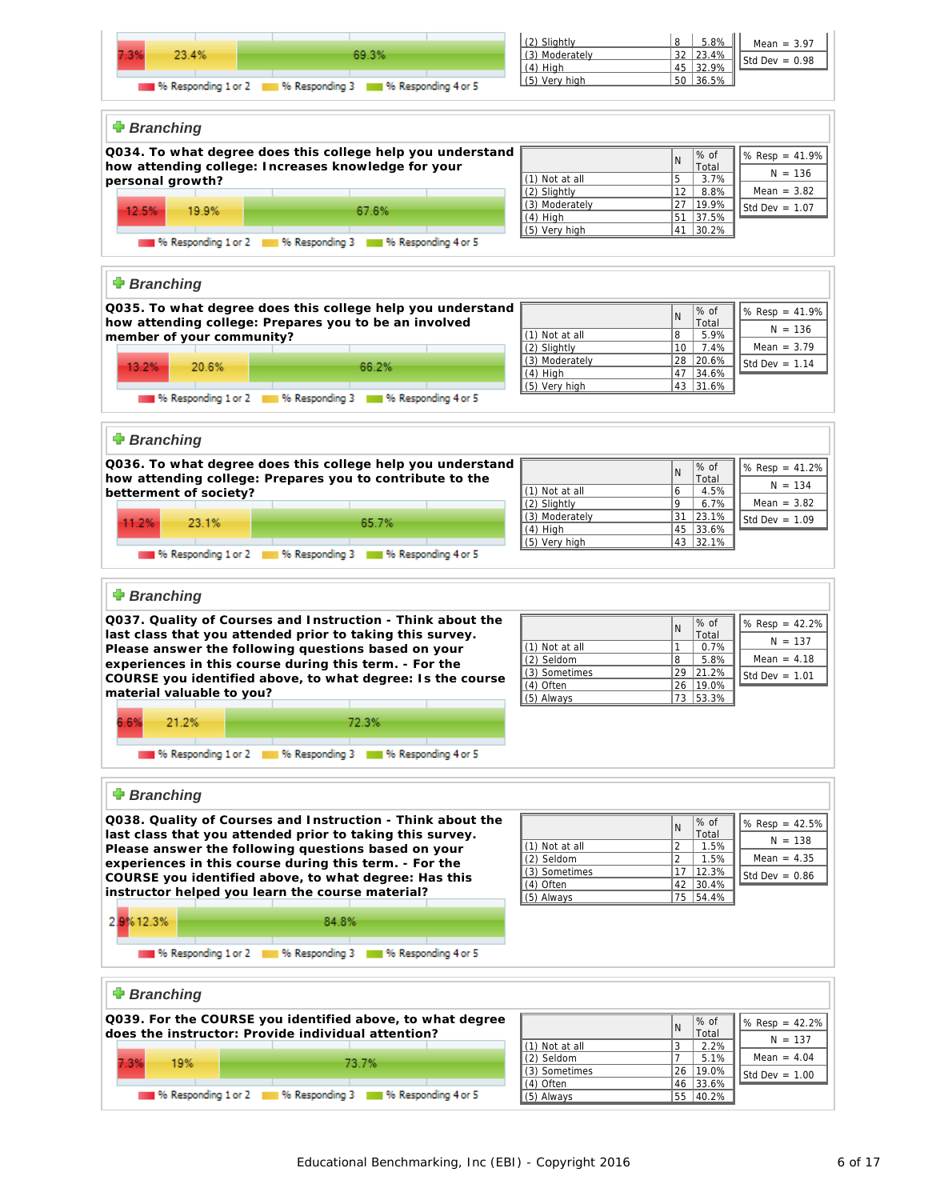| 7.3% | 23.4% | 69.3% |
|---|---|---|

% Responding 1 or 2 | % Responding 3 | % Responding 4 or 5

| | N | % of Total |
|---|---|---|
| (2) Slightly | 8 | 5.8% |
| (3) Moderately | 32 | 23.4% |
| (4) High | 45 | 32.9% |
| (5) Very high | 50 | 36.5% |

Mean = 3.97
Std Dev = 0.98

### Branching

**Q034. To what degree does this college help you understand how attending college: Increases knowledge for your personal growth?**

| 12.5% | 19.9% | 67.6% |
|---|---|---|

% Responding 1 or 2 | % Responding 3 | % Responding 4 or 5

| | N | % of Total |
|---|---|---|
| (1) Not at all | 5 | 3.7% |
| (2) Slightly | 12 | 8.8% |
| (3) Moderately | 27 | 19.9% |
| (4) High | 51 | 37.5% |
| (5) Very high | 41 | 30.2% |

% Resp = 41.9%
N = 136
Mean = 3.82
Std Dev = 1.07

### Branching

**Q035. To what degree does this college help you understand how attending college: Prepares you to be an involved member of your community?**

| 13.2% | 20.6% | 66.2% |
|---|---|---|

% Responding 1 or 2 | % Responding 3 | % Responding 4 or 5

| | N | % of Total |
|---|---|---|
| (1) Not at all | 8 | 5.9% |
| (2) Slightly | 10 | 7.4% |
| (3) Moderately | 28 | 20.6% |
| (4) High | 47 | 34.6% |
| (5) Very high | 43 | 31.6% |

% Resp = 41.9%
N = 136
Mean = 3.79
Std Dev = 1.14

### Branching

**Q036. To what degree does this college help you understand how attending college: Prepares you to contribute to the betterment of society?**

| 11.2% | 23.1% | 65.7% |
|---|---|---|

% Responding 1 or 2 | % Responding 3 | % Responding 4 or 5

| | N | % of Total |
|---|---|---|
| (1) Not at all | 6 | 4.5% |
| (2) Slightly | 9 | 6.7% |
| (3) Moderately | 31 | 23.1% |
| (4) High | 45 | 33.6% |
| (5) Very high | 43 | 32.1% |

% Resp = 41.2%
N = 134
Mean = 3.82
Std Dev = 1.09

### Branching

**Q037. Quality of Courses and Instruction - Think about the last class that you attended prior to taking this survey. Please answer the following questions based on your experiences in this course during this term. - For the COURSE you identified above, to what degree: Is the course material valuable to you?**

| 6.6% | 21.2% | 72.3% |
|---|---|---|

% Responding 1 or 2 | % Responding 3 | % Responding 4 or 5

| | N | % of Total |
|---|---|---|
| (1) Not at all | 1 | 0.7% |
| (2) Seldom | 8 | 5.8% |
| (3) Sometimes | 29 | 21.2% |
| (4) Often | 26 | 19.0% |
| (5) Always | 73 | 53.3% |

% Resp = 42.2%
N = 137
Mean = 4.18
Std Dev = 1.01

### Branching

**Q038. Quality of Courses and Instruction - Think about the last class that you attended prior to taking this survey. Please answer the following questions based on your experiences in this course during this term. - For the COURSE you identified above, to what degree: Has this instructor helped you learn the course material?**

| 2.9% | 12.3% | 84.8% |
|---|---|---|

% Responding 1 or 2 | % Responding 3 | % Responding 4 or 5

| | N | % of Total |
|---|---|---|
| (1) Not at all | 2 | 1.5% |
| (2) Seldom | 2 | 1.5% |
| (3) Sometimes | 17 | 12.3% |
| (4) Often | 42 | 30.4% |
| (5) Always | 75 | 54.4% |

% Resp = 42.5%
N = 138
Mean = 4.35
Std Dev = 0.86

### Branching

**Q039. For the COURSE you identified above, to what degree does the instructor: Provide individual attention?**

| 7.3% | 19% | 73.7% |
|---|---|---|

% Responding 1 or 2 | % Responding 3 | % Responding 4 or 5

| | N | % of Total |
|---|---|---|
| (1) Not at all | 3 | 2.2% |
| (2) Seldom | 7 | 5.1% |
| (3) Sometimes | 26 | 19.0% |
| (4) Often | 46 | 33.6% |
| (5) Always | 55 | 40.2% |

% Resp = 42.2%
N = 137
Mean = 4.04
Std Dev = 1.00

Educational Benchmarking, Inc (EBI) - Copyright 2016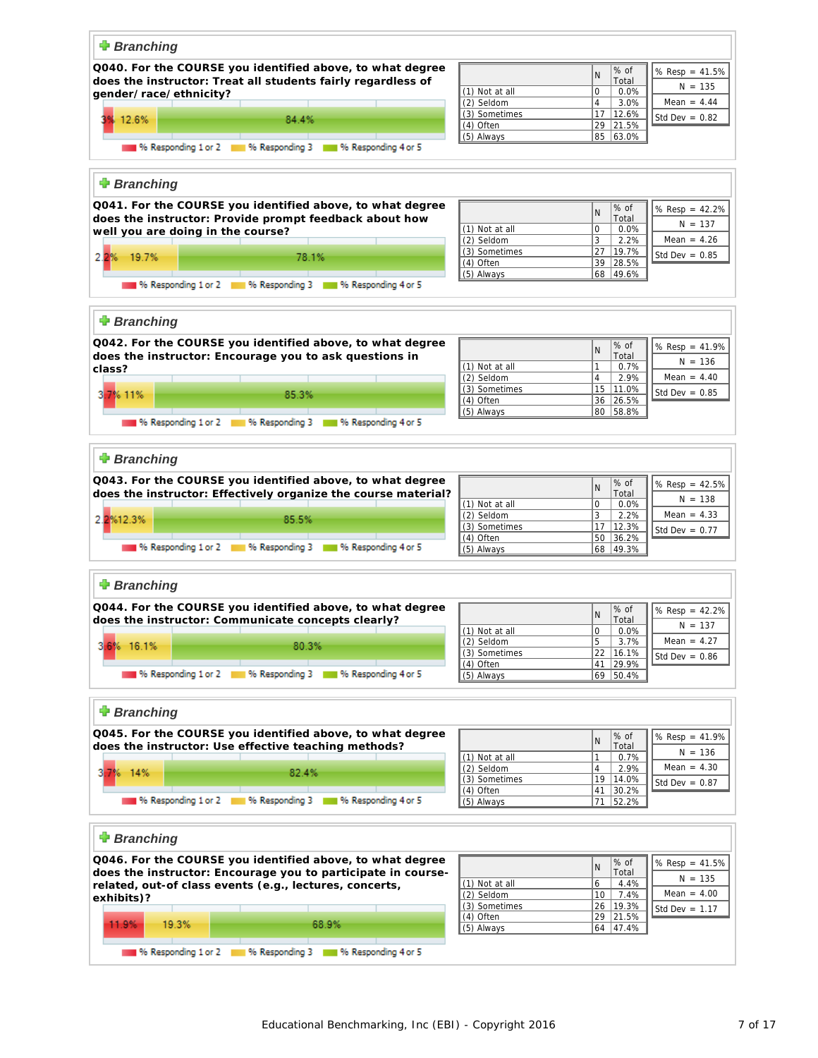### Branching

**Q040. For the COURSE you identified above, to what degree does the instructor: Treat all students fairly regardless of gender/ race/ ethnicity?**

3% | 12.6% | 84.4%

% Responding 1 or 2 | % Responding 3 | % Responding 4 or 5

| | N | % of Total |
|---|---|---|
| (1) Not at all | 0 | 0.0% |
| (2) Seldom | 4 | 3.0% |
| (3) Sometimes | 17 | 12.6% |
| (4) Often | 29 | 21.5% |
| (5) Always | 85 | 63.0% |

| |
|---|
| % Resp = 41.5% |
| N = 135 |
| Mean = 4.44 |
| Std Dev = 0.82 |

### Branching

**Q041. For the COURSE you identified above, to what degree does the instructor: Provide prompt feedback about how well you are doing in the course?**

2.2% | 19.7% | 78.1%

% Responding 1 or 2 | % Responding 3 | % Responding 4 or 5

| | N | % of Total |
|---|---|---|
| (1) Not at all | 0 | 0.0% |
| (2) Seldom | 3 | 2.2% |
| (3) Sometimes | 27 | 19.7% |
| (4) Often | 39 | 28.5% |
| (5) Always | 68 | 49.6% |

| |
|---|
| % Resp = 42.2% |
| N = 137 |
| Mean = 4.26 |
| Std Dev = 0.85 |

### Branching

**Q042. For the COURSE you identified above, to what degree does the instructor: Encourage you to ask questions in class?**

3.7% | 11% | 85.3%

% Responding 1 or 2 | % Responding 3 | % Responding 4 or 5

| | N | % of Total |
|---|---|---|
| (1) Not at all | 1 | 0.7% |
| (2) Seldom | 4 | 2.9% |
| (3) Sometimes | 15 | 11.0% |
| (4) Often | 36 | 26.5% |
| (5) Always | 80 | 58.8% |

| |
|---|
| % Resp = 41.9% |
| N = 136 |
| Mean = 4.40 |
| Std Dev = 0.85 |

### Branching

**Q043. For the COURSE you identified above, to what degree does the instructor: Effectively organize the course material?**

2.2% | 12.3% | 85.5%

% Responding 1 or 2 | % Responding 3 | % Responding 4 or 5

| | N | % of Total |
|---|---|---|
| (1) Not at all | 0 | 0.0% |
| (2) Seldom | 3 | 2.2% |
| (3) Sometimes | 17 | 12.3% |
| (4) Often | 50 | 36.2% |
| (5) Always | 68 | 49.3% |

| |
|---|
| % Resp = 42.5% |
| N = 138 |
| Mean = 4.33 |
| Std Dev = 0.77 |

### Branching

**Q044. For the COURSE you identified above, to what degree does the instructor: Communicate concepts clearly?**

3.6% | 16.1% | 80.3%

% Responding 1 or 2 | % Responding 3 | % Responding 4 or 5

| | N | % of Total |
|---|---|---|
| (1) Not at all | 0 | 0.0% |
| (2) Seldom | 5 | 3.7% |
| (3) Sometimes | 22 | 16.1% |
| (4) Often | 41 | 29.9% |
| (5) Always | 69 | 50.4% |

| |
|---|
| % Resp = 42.2% |
| N = 137 |
| Mean = 4.27 |
| Std Dev = 0.86 |

### Branching

**Q045. For the COURSE you identified above, to what degree does the instructor: Use effective teaching methods?**

3.7% | 14% | 82.4%

% Responding 1 or 2 | % Responding 3 | % Responding 4 or 5

| | N | % of Total |
|---|---|---|
| (1) Not at all | 1 | 0.7% |
| (2) Seldom | 4 | 2.9% |
| (3) Sometimes | 19 | 14.0% |
| (4) Often | 41 | 30.2% |
| (5) Always | 71 | 52.2% |

| |
|---|
| % Resp = 41.9% |
| N = 136 |
| Mean = 4.30 |
| Std Dev = 0.87 |

### Branching

**Q046. For the COURSE you identified above, to what degree does the instructor: Encourage you to participate in course-related, out-of class events (e.g., lectures, concerts, exhibits)?**

11.9% | 19.3% | 68.9%

% Responding 1 or 2 | % Responding 3 | % Responding 4 or 5

| | N | % of Total |
|---|---|---|
| (1) Not at all | 6 | 4.4% |
| (2) Seldom | 10 | 7.4% |
| (3) Sometimes | 26 | 19.3% |
| (4) Often | 29 | 21.5% |
| (5) Always | 64 | 47.4% |

| |
|---|
| % Resp = 41.5% |
| N = 135 |
| Mean = 4.00 |
| Std Dev = 1.17 |

Educational Benchmarking, Inc (EBI) - Copyright 2016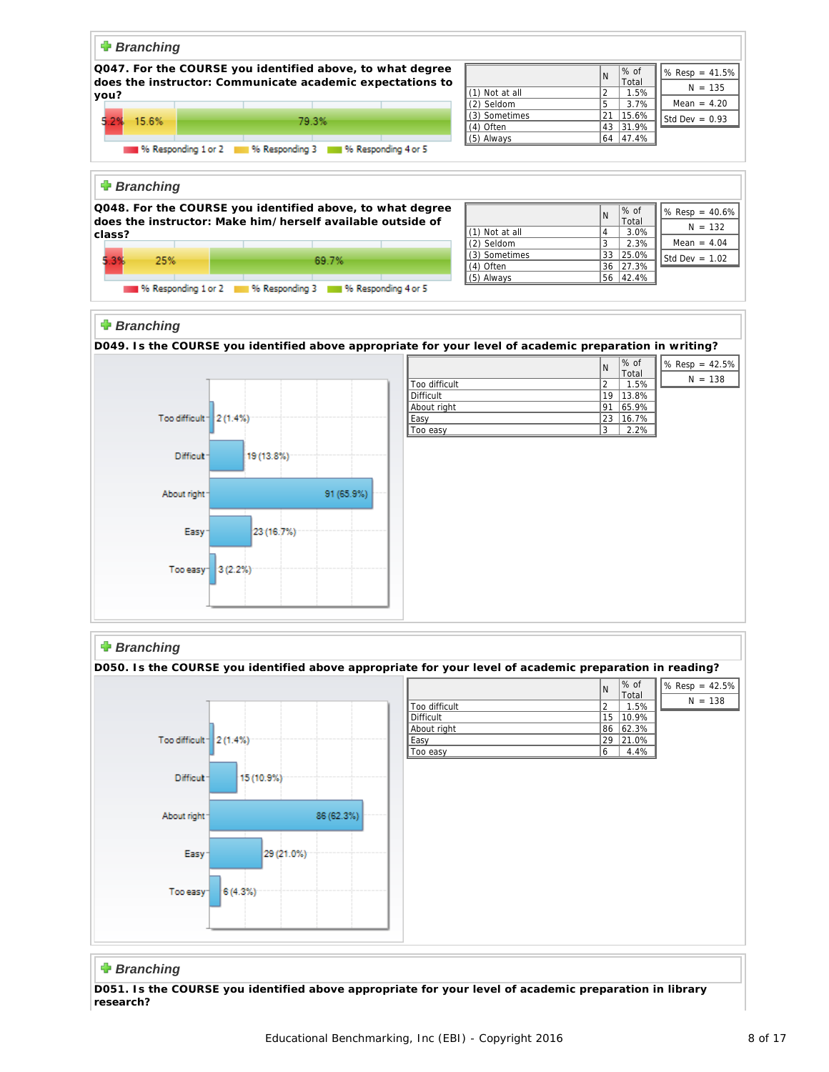### Branching

**Q047. For the COURSE you identified above, to what degree does the instructor: Communicate academic expectations to you?**

5.2% | 15.6% | 79.3%

% Responding 1 or 2 | % Responding 3 | % Responding 4 or 5

| | N | % of Total |
|---|---|---|
| (1) Not at all | 2 | 1.5% |
| (2) Seldom | 5 | 3.7% |
| (3) Sometimes | 21 | 15.6% |
| (4) Often | 43 | 31.9% |
| (5) Always | 64 | 47.4% |

% Resp = 41.5%
N = 135
Mean = 4.20
Std Dev = 0.93

### Branching

**Q048. For the COURSE you identified above, to what degree does the instructor: Make him/herself available outside of class?**

5.3% | 25% | 69.7%

% Responding 1 or 2 | % Responding 3 | % Responding 4 or 5

| | N | % of Total |
|---|---|---|
| (1) Not at all | 4 | 3.0% |
| (2) Seldom | 3 | 2.3% |
| (3) Sometimes | 33 | 25.0% |
| (4) Often | 36 | 27.3% |
| (5) Always | 56 | 42.4% |

% Resp = 40.6%
N = 132
Mean = 4.04
Std Dev = 1.02

### Branching

**D049. Is the COURSE you identified above appropriate for your level of academic preparation in writing?**

Too difficult: 2 (1.4%)
Difficult: 19 (13.8%)
About right: 91 (65.9%)
Easy: 23 (16.7%)
Too easy: 3 (2.2%)

| | N | % of Total |
|---|---|---|
| Too difficult | 2 | 1.5% |
| Difficult | 19 | 13.8% |
| About right | 91 | 65.9% |
| Easy | 23 | 16.7% |
| Too easy | 3 | 2.2% |

% Resp = 42.5%
N = 138

### Branching

**D050. Is the COURSE you identified above appropriate for your level of academic preparation in reading?**

Too difficult: 2 (1.4%)
Difficult: 15 (10.9%)
About right: 86 (62.3%)
Easy: 29 (21.0%)
Too easy: 6 (4.3%)

| | N | % of Total |
|---|---|---|
| Too difficult | 2 | 1.5% |
| Difficult | 15 | 10.9% |
| About right | 86 | 62.3% |
| Easy | 29 | 21.0% |
| Too easy | 6 | 4.4% |

% Resp = 42.5%
N = 138

### Branching

**D051. Is the COURSE you identified above appropriate for your level of academic preparation in library research?**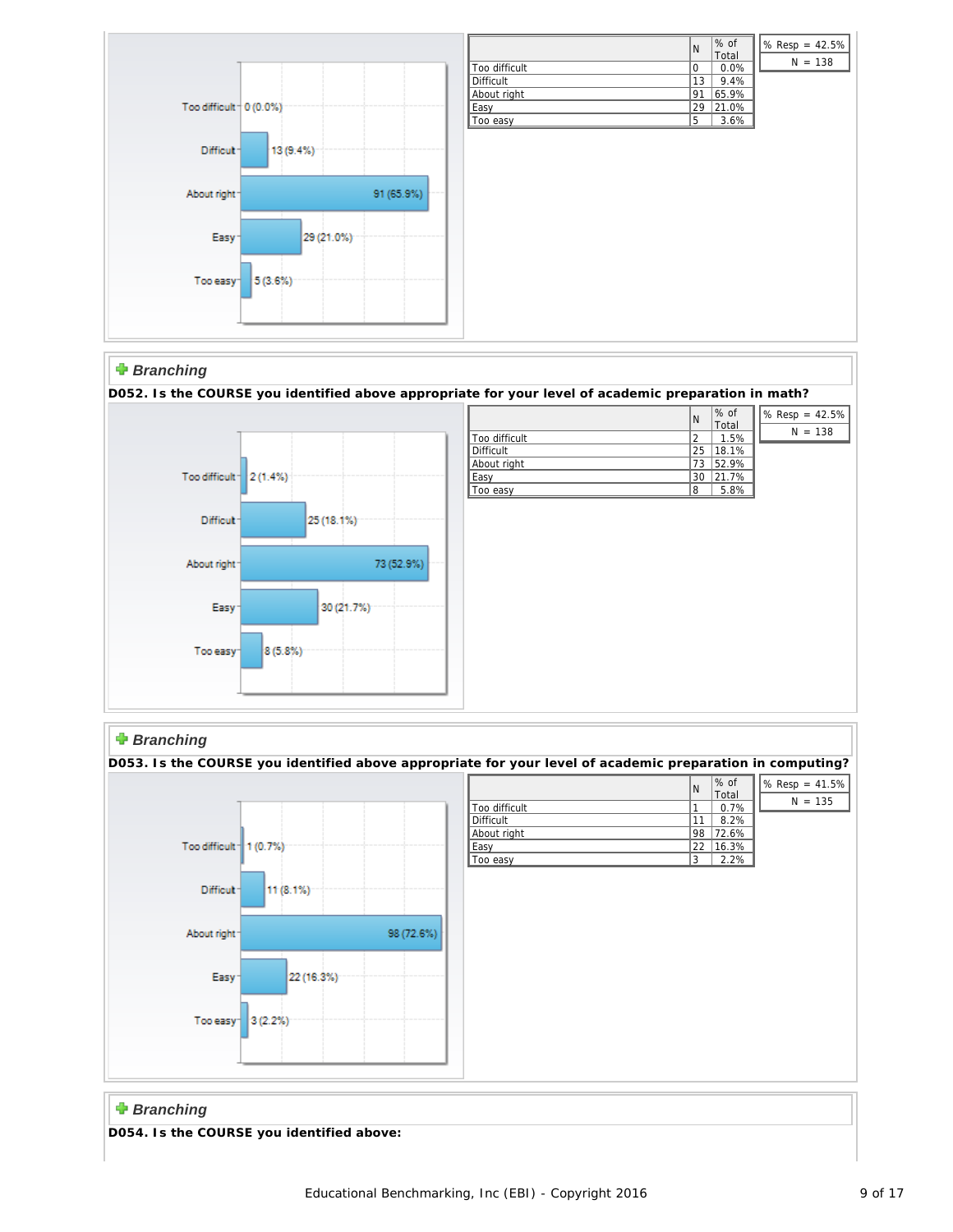|  | N | % of Total |
|---|---|---|
| Too difficult | 0 | 0.0% |
| Difficult | 13 | 9.4% |
| About right | 91 | 65.9% |
| Easy | 29 | 21.0% |
| Too easy | 5 | 3.6% |

% Resp = 42.5%
N = 138

**Branching**

**D052. Is the COURSE you identified above appropriate for your level of academic preparation in math?**

|  | N | % of Total |
|---|---|---|
| Too difficult | 2 | 1.5% |
| Difficult | 25 | 18.1% |
| About right | 73 | 52.9% |
| Easy | 30 | 21.7% |
| Too easy | 8 | 5.8% |

% Resp = 42.5%
N = 138

**Branching**

**D053. Is the COURSE you identified above appropriate for your level of academic preparation in computing?**

|  | N | % of Total |
|---|---|---|
| Too difficult | 1 | 0.7% |
| Difficult | 11 | 8.2% |
| About right | 98 | 72.6% |
| Easy | 22 | 16.3% |
| Too easy | 3 | 2.2% |

% Resp = 41.5%
N = 135

**Branching**

**D054. Is the COURSE you identified above:**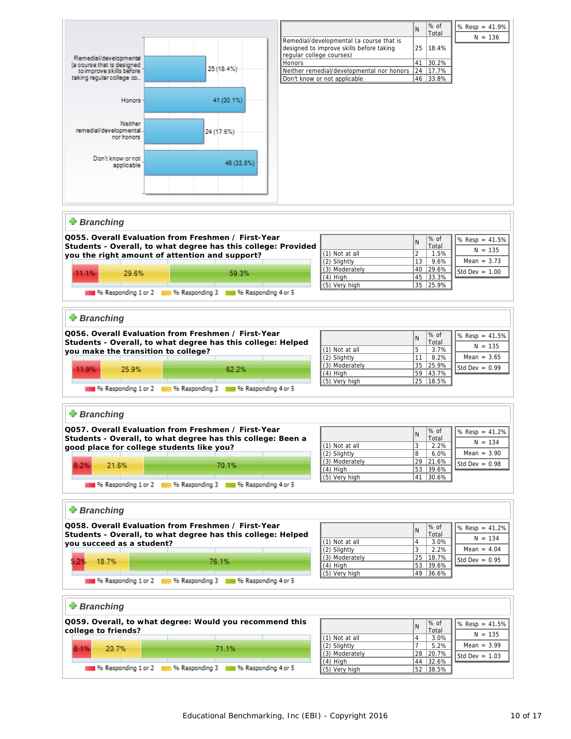| | N | % of Total |
|---|---|---|
| Remedial/developmental (a course that is designed to improve skills before taking regular college courses) | 25 | 18.4% |
| Honors | 41 | 30.2% |
| Neither remedial/developmental nor honors | 24 | 17.7% |
| Don't know or not applicable | 46 | 33.8% |

% Resp = 41.9%
N = 136

## Branching

**Q055. Overall Evaluation from Freshmen / First-Year Students - Overall, to what degree has this college: Provided you the right amount of attention and support?**

11.1% | 29.6% | 59.3%

% Responding 1 or 2 | % Responding 3 | % Responding 4 or 5

| | N | % of Total |
|---|---|---|
| (1) Not at all | 2 | 1.5% |
| (2) Slightly | 13 | 9.6% |
| (3) Moderately | 40 | 29.6% |
| (4) High | 45 | 33.3% |
| (5) Very high | 35 | 25.9% |

% Resp = 41.5%
N = 135
Mean = 3.73
Std Dev = 1.00

## Branching

**Q056. Overall Evaluation from Freshmen / First-Year Students - Overall, to what degree has this college: Helped you make the transition to college?**

11.9% | 25.9% | 62.2%

% Responding 1 or 2 | % Responding 3 | % Responding 4 or 5

| | N | % of Total |
|---|---|---|
| (1) Not at all | 5 | 3.7% |
| (2) Slightly | 11 | 8.2% |
| (3) Moderately | 35 | 25.9% |
| (4) High | 59 | 43.7% |
| (5) Very high | 25 | 18.5% |

% Resp = 41.5%
N = 135
Mean = 3.65
Std Dev = 0.99

## Branching

**Q057. Overall Evaluation from Freshmen / First-Year Students - Overall, to what degree has this college: Been a good place for college students like you?**

8.2% | 21.6% | 70.1%

% Responding 1 or 2 | % Responding 3 | % Responding 4 or 5

| | N | % of Total |
|---|---|---|
| (1) Not at all | 3 | 2.2% |
| (2) Slightly | 8 | 6.0% |
| (3) Moderately | 29 | 21.6% |
| (4) High | 53 | 39.6% |
| (5) Very high | 41 | 30.6% |

% Resp = 41.2%
N = 134
Mean = 3.90
Std Dev = 0.98

## Branching

**Q058. Overall Evaluation from Freshmen / First-Year Students - Overall, to what degree has this college: Helped you succeed as a student?**

5.2% | 18.7% | 76.1%

% Responding 1 or 2 | % Responding 3 | % Responding 4 or 5

| | N | % of Total |
|---|---|---|
| (1) Not at all | 4 | 3.0% |
| (2) Slightly | 3 | 2.2% |
| (3) Moderately | 25 | 18.7% |
| (4) High | 53 | 39.6% |
| (5) Very high | 49 | 36.6% |

% Resp = 41.2%
N = 134
Mean = 4.04
Std Dev = 0.95

## Branching

**Q059. Overall, to what degree: Would you recommend this college to friends?**

8.1% | 20.7% | 71.1%

% Responding 1 or 2 | % Responding 3 | % Responding 4 or 5

| | N | % of Total |
|---|---|---|
| (1) Not at all | 4 | 3.0% |
| (2) Slightly | 7 | 5.2% |
| (3) Moderately | 28 | 20.7% |
| (4) High | 44 | 32.6% |
| (5) Very high | 52 | 38.5% |

% Resp = 41.5%
N = 135
Mean = 3.99
Std Dev = 1.03

Educational Benchmarking, Inc (EBI) - Copyright 2016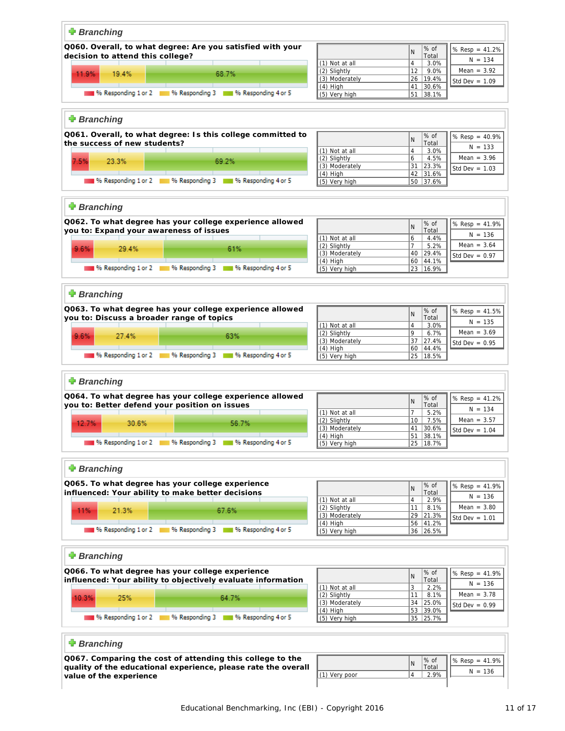### Branching

**Q060. Overall, to what degree: Are you satisfied with your decision to attend this college?**

% Responding 1 or 2: 11.9% | % Responding 3: 19.4% | % Responding 4 or 5: 68.7%

| | N | % of Total |
|---|---|---|
| (1) Not at all | 4 | 3.0% |
| (2) Slightly | 12 | 9.0% |
| (3) Moderately | 26 | 19.4% |
| (4) High | 41 | 30.6% |
| (5) Very high | 51 | 38.1% |

% Resp = 41.2%
N = 134
Mean = 3.92
Std Dev = 1.09

### Branching

**Q061. Overall, to what degree: Is this college committed to the success of new students?**

% Responding 1 or 2: 7.5% | % Responding 3: 23.3% | % Responding 4 or 5: 69.2%

| | N | % of Total |
|---|---|---|
| (1) Not at all | 4 | 3.0% |
| (2) Slightly | 6 | 4.5% |
| (3) Moderately | 31 | 23.3% |
| (4) High | 42 | 31.6% |
| (5) Very high | 50 | 37.6% |

% Resp = 40.9%
N = 133
Mean = 3.96
Std Dev = 1.03

### Branching

**Q062. To what degree has your college experience allowed you to: Expand your awareness of issues**

% Responding 1 or 2: 9.6% | % Responding 3: 29.4% | % Responding 4 or 5: 61%

| | N | % of Total |
|---|---|---|
| (1) Not at all | 6 | 4.4% |
| (2) Slightly | 7 | 5.2% |
| (3) Moderately | 40 | 29.4% |
| (4) High | 60 | 44.1% |
| (5) Very high | 23 | 16.9% |

% Resp = 41.9%
N = 136
Mean = 3.64
Std Dev = 0.97

### Branching

**Q063. To what degree has your college experience allowed you to: Discuss a broader range of topics**

% Responding 1 or 2: 9.6% | % Responding 3: 27.4% | % Responding 4 or 5: 63%

| | N | % of Total |
|---|---|---|
| (1) Not at all | 4 | 3.0% |
| (2) Slightly | 9 | 6.7% |
| (3) Moderately | 37 | 27.4% |
| (4) High | 60 | 44.4% |
| (5) Very high | 25 | 18.5% |

% Resp = 41.5%
N = 135
Mean = 3.69
Std Dev = 0.95

### Branching

**Q064. To what degree has your college experience allowed you to: Better defend your position on issues**

% Responding 1 or 2: 12.7% | % Responding 3: 30.6% | % Responding 4 or 5: 56.7%

| | N | % of Total |
|---|---|---|
| (1) Not at all | 7 | 5.2% |
| (2) Slightly | 10 | 7.5% |
| (3) Moderately | 41 | 30.6% |
| (4) High | 51 | 38.1% |
| (5) Very high | 25 | 18.7% |

% Resp = 41.2%
N = 134
Mean = 3.57
Std Dev = 1.04

### Branching

**Q065. To what degree has your college experience influenced: Your ability to make better decisions**

% Responding 1 or 2: 11% | % Responding 3: 21.3% | % Responding 4 or 5: 67.6%

| | N | % of Total |
|---|---|---|
| (1) Not at all | 4 | 2.9% |
| (2) Slightly | 11 | 8.1% |
| (3) Moderately | 29 | 21.3% |
| (4) High | 56 | 41.2% |
| (5) Very high | 36 | 26.5% |

% Resp = 41.9%
N = 136
Mean = 3.80
Std Dev = 1.01

### Branching

**Q066. To what degree has your college experience influenced: Your ability to objectively evaluate information**

% Responding 1 or 2: 10.3% | % Responding 3: 25% | % Responding 4 or 5: 64.7%

| | N | % of Total |
|---|---|---|
| (1) Not at all | 3 | 2.2% |
| (2) Slightly | 11 | 8.1% |
| (3) Moderately | 34 | 25.0% |
| (4) High | 53 | 39.0% |
| (5) Very high | 35 | 25.7% |

% Resp = 41.9%
N = 136
Mean = 3.78
Std Dev = 0.99

### Branching

**Q067. Comparing the cost of attending this college to the quality of the educational experience, please rate the overall value of the experience**

| | N | % of Total |
|---|---|---|
| (1) Very poor | 4 | 2.9% |

% Resp = 41.9%
N = 136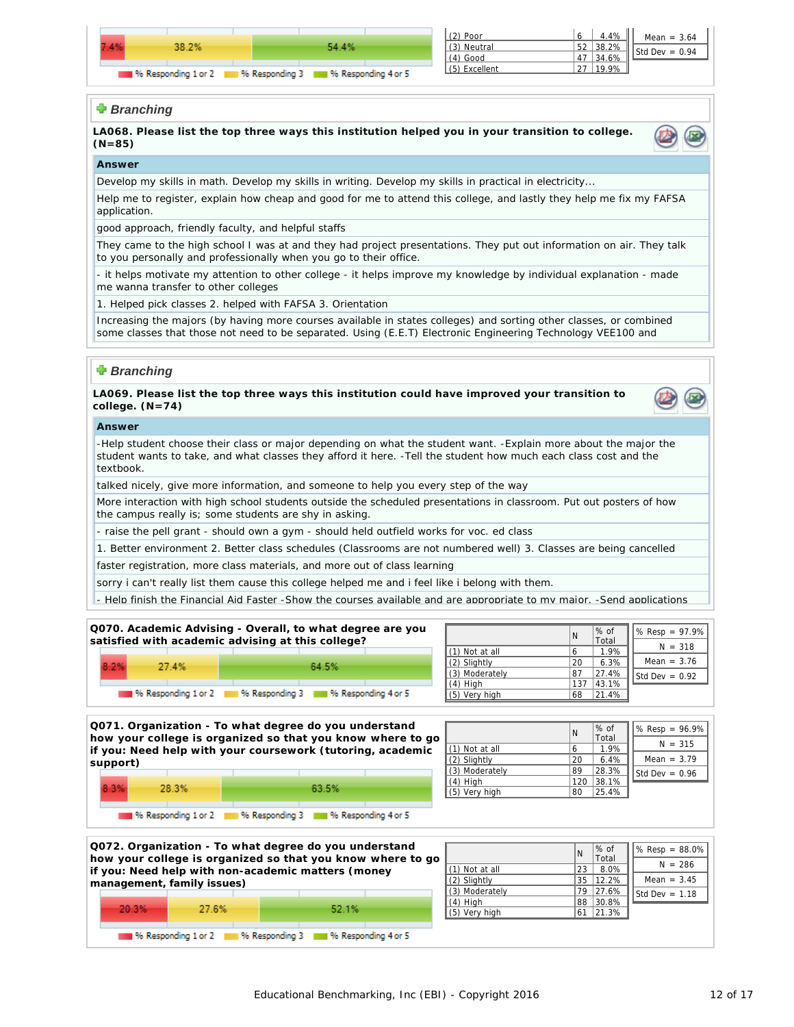| | 7.4% | 38.2% | 54.4% |
|---|---|---|---|

% Responding 1 or 2 | % Responding 3 | % Responding 4 or 5

| | N | % of Total |
|---|---|---|
| (2) Poor | 6 | 4.4% |
| (3) Neutral | 52 | 38.2% |
| (4) Good | 47 | 34.6% |
| (5) Excellent | 27 | 19.9% |

| |
|---|
| Mean = 3.64 |
| Std Dev = 0.94 |

## *Branching*

**LA068. Please list the top three ways this institution helped you in your transition to college. (N=85)**

| Answer |
|---|
| Develop my skills in math. Develop my skills in writing. Develop my skills in practical in electricity... |
| Help me to register, explain how cheap and good for me to attend this college, and lastly they help me fix my FAFSA application. |
| good approach, friendly faculty, and helpful staffs |
| They came to the high school I was at and they had project presentations. They put out information on air. They talk to you personally and professionally when you go to their office. |
| - it helps motivate my attention to other college - it helps improve my knowledge by individual explanation - made me wanna transfer to other colleges |
| 1. Helped pick classes 2. helped with FAFSA 3. Orientation |
| Increasing the majors (by having more courses available in states colleges) and sorting other classes, or combined some classes that those not need to be separated. Using (E.E.T) Electronic Engineering Technology VEE100 and |

## *Branching*

**LA069. Please list the top three ways this institution could have improved your transition to college. (N=74)**

| Answer |
|---|
| -Help student choose their class or major depending on what the student want. -Explain more about the major the student wants to take, and what classes they afford it here. -Tell the student how much each class cost and the textbook. |
| talked nicely, give more information, and someone to help you every step of the way |
| More interaction with high school students outside the scheduled presentations in classroom. Put out posters of how the campus really is; some students are shy in asking. |
| - raise the pell grant - should own a gym - should held outfield works for voc. ed class |
| 1. Better environment 2. Better class schedules (Classrooms are not numbered well) 3. Classes are being cancelled |
| faster registration, more class materials, and more out of class learning |
| sorry i can't really list them cause this college helped me and i feel like i belong with them. |
| - Help finish the Financial Aid Faster -Show the courses available and are appropriate to my major. -Send applications |

**Q070. Academic Advising - Overall, to what degree are you satisfied with academic advising at this college?**

| 8.2% | 27.4% | 64.5% |
|---|---|---|

% Responding 1 or 2 | % Responding 3 | % Responding 4 or 5

| | N | % of Total |
|---|---|---|
| (1) Not at all | 6 | 1.9% |
| (2) Slightly | 20 | 6.3% |
| (3) Moderately | 87 | 27.4% |
| (4) High | 137 | 43.1% |
| (5) Very high | 68 | 21.4% |

| |
|---|
| % Resp = 97.9% |
| N = 318 |
| Mean = 3.76 |
| Std Dev = 0.92 |

**Q071. Organization - To what degree do you understand how your college is organized so that you know where to go if you: Need help with your coursework (tutoring, academic support)**

| 8.3% | 28.3% | 63.5% |
|---|---|---|

% Responding 1 or 2 | % Responding 3 | % Responding 4 or 5

| | N | % of Total |
|---|---|---|
| (1) Not at all | 6 | 1.9% |
| (2) Slightly | 20 | 6.4% |
| (3) Moderately | 89 | 28.3% |
| (4) High | 120 | 38.1% |
| (5) Very high | 80 | 25.4% |

| |
|---|
| % Resp = 96.9% |
| N = 315 |
| Mean = 3.79 |
| Std Dev = 0.96 |

**Q072. Organization - To what degree do you understand how your college is organized so that you know where to go if you: Need help with non-academic matters (money management, family issues)**

| 20.3% | 27.6% | 52.1% |
|---|---|---|

% Responding 1 or 2 | % Responding 3 | % Responding 4 or 5

| | N | % of Total |
|---|---|---|
| (1) Not at all | 23 | 8.0% |
| (2) Slightly | 35 | 12.2% |
| (3) Moderately | 79 | 27.6% |
| (4) High | 88 | 30.8% |
| (5) Very high | 61 | 21.3% |

| |
|---|
| % Resp = 88.0% |
| N = 286 |
| Mean = 3.45 |
| Std Dev = 1.18 |

Educational Benchmarking, Inc (EBI) - Copyright 2016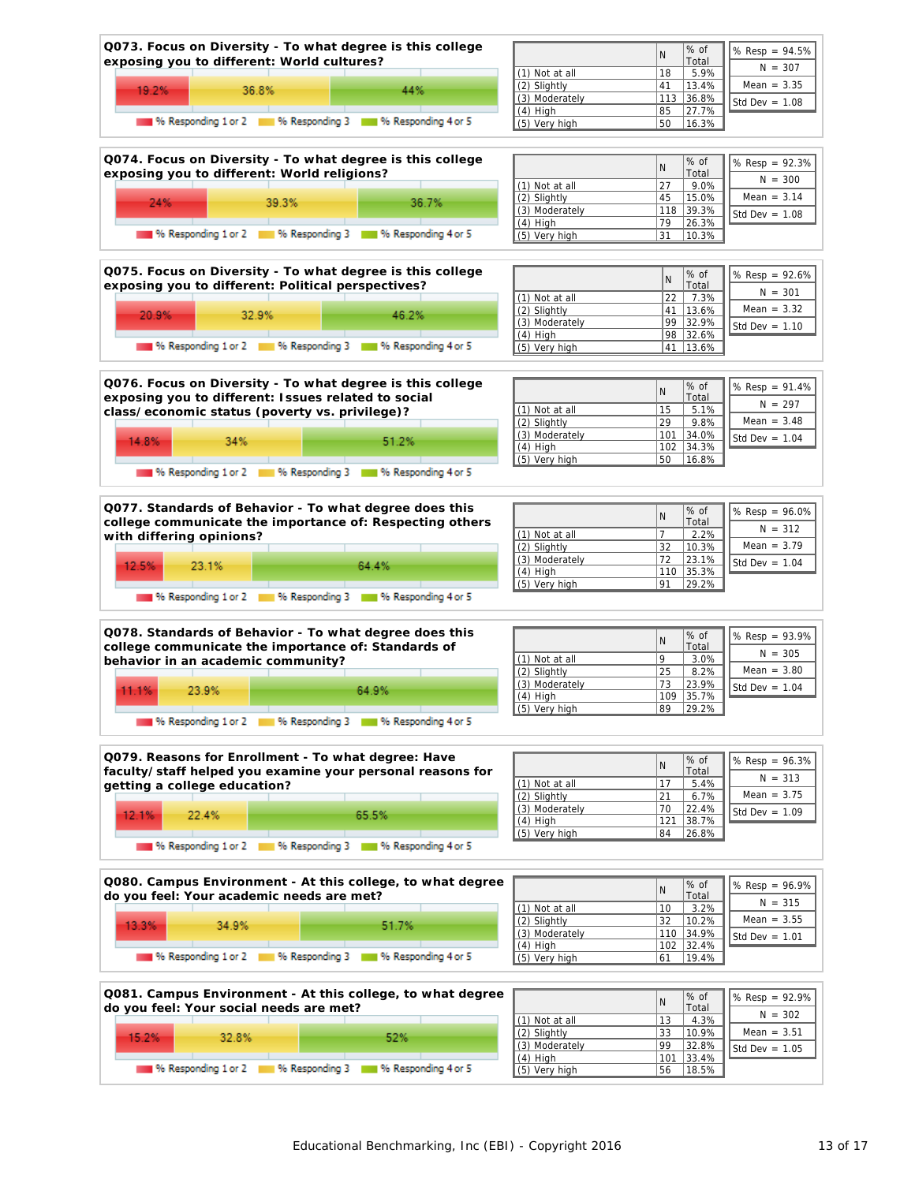### Q073. Focus on Diversity - To what degree is this college exposing you to different: World cultures?

19.2% | 36.8% | 44%

% Responding 1 or 2 | % Responding 3 | % Responding 4 or 5

| | N | % of Total |
|---|---|---|
| (1) Not at all | 18 | 5.9% |
| (2) Slightly | 41 | 13.4% |
| (3) Moderately | 113 | 36.8% |
| (4) High | 85 | 27.7% |
| (5) Very high | 50 | 16.3% |

% Resp = 94.5%
N = 307
Mean = 3.35
Std Dev = 1.08

### Q074. Focus on Diversity - To what degree is this college exposing you to different: World religions?

24% | 39.3% | 36.7%

% Responding 1 or 2 | % Responding 3 | % Responding 4 or 5

| | N | % of Total |
|---|---|---|
| (1) Not at all | 27 | 9.0% |
| (2) Slightly | 45 | 15.0% |
| (3) Moderately | 118 | 39.3% |
| (4) High | 79 | 26.3% |
| (5) Very high | 31 | 10.3% |

% Resp = 92.3%
N = 300
Mean = 3.14
Std Dev = 1.08

### Q075. Focus on Diversity - To what degree is this college exposing you to different: Political perspectives?

20.9% | 32.9% | 46.2%

% Responding 1 or 2 | % Responding 3 | % Responding 4 or 5

| | N | % of Total |
|---|---|---|
| (1) Not at all | 22 | 7.3% |
| (2) Slightly | 41 | 13.6% |
| (3) Moderately | 99 | 32.9% |
| (4) High | 98 | 32.6% |
| (5) Very high | 41 | 13.6% |

% Resp = 92.6%
N = 301
Mean = 3.32
Std Dev = 1.10

### Q076. Focus on Diversity - To what degree is this college exposing you to different: Issues related to social class/economic status (poverty vs. privilege)?

14.8% | 34% | 51.2%

% Responding 1 or 2 | % Responding 3 | % Responding 4 or 5

| | N | % of Total |
|---|---|---|
| (1) Not at all | 15 | 5.1% |
| (2) Slightly | 29 | 9.8% |
| (3) Moderately | 101 | 34.0% |
| (4) High | 102 | 34.3% |
| (5) Very high | 50 | 16.8% |

% Resp = 91.4%
N = 297
Mean = 3.48
Std Dev = 1.04

### Q077. Standards of Behavior - To what degree does this college communicate the importance of: Respecting others with differing opinions?

12.5% | 23.1% | 64.4%

% Responding 1 or 2 | % Responding 3 | % Responding 4 or 5

| | N | % of Total |
|---|---|---|
| (1) Not at all | 7 | 2.2% |
| (2) Slightly | 32 | 10.3% |
| (3) Moderately | 72 | 23.1% |
| (4) High | 110 | 35.3% |
| (5) Very high | 91 | 29.2% |

% Resp = 96.0%
N = 312
Mean = 3.79
Std Dev = 1.04

### Q078. Standards of Behavior - To what degree does this college communicate the importance of: Standards of behavior in an academic community?

11.1% | 23.9% | 64.9%

% Responding 1 or 2 | % Responding 3 | % Responding 4 or 5

| | N | % of Total |
|---|---|---|
| (1) Not at all | 9 | 3.0% |
| (2) Slightly | 25 | 8.2% |
| (3) Moderately | 73 | 23.9% |
| (4) High | 109 | 35.7% |
| (5) Very high | 89 | 29.2% |

% Resp = 93.9%
N = 305
Mean = 3.80
Std Dev = 1.04

### Q079. Reasons for Enrollment - To what degree: Have faculty/staff helped you examine your personal reasons for getting a college education?

12.1% | 22.4% | 65.5%

% Responding 1 or 2 | % Responding 3 | % Responding 4 or 5

| | N | % of Total |
|---|---|---|
| (1) Not at all | 17 | 5.4% |
| (2) Slightly | 21 | 6.7% |
| (3) Moderately | 70 | 22.4% |
| (4) High | 121 | 38.7% |
| (5) Very high | 84 | 26.8% |

% Resp = 96.3%
N = 313
Mean = 3.75
Std Dev = 1.09

### Q080. Campus Environment - At this college, to what degree do you feel: Your academic needs are met?

13.3% | 34.9% | 51.7%

% Responding 1 or 2 | % Responding 3 | % Responding 4 or 5

| | N | % of Total |
|---|---|---|
| (1) Not at all | 10 | 3.2% |
| (2) Slightly | 32 | 10.2% |
| (3) Moderately | 110 | 34.9% |
| (4) High | 102 | 32.4% |
| (5) Very high | 61 | 19.4% |

% Resp = 96.9%
N = 315
Mean = 3.55
Std Dev = 1.01

### Q081. Campus Environment - At this college, to what degree do you feel: Your social needs are met?

15.2% | 32.8% | 52%

% Responding 1 or 2 | % Responding 3 | % Responding 4 or 5

| | N | % of Total |
|---|---|---|
| (1) Not at all | 13 | 4.3% |
| (2) Slightly | 33 | 10.9% |
| (3) Moderately | 99 | 32.8% |
| (4) High | 101 | 33.4% |
| (5) Very high | 56 | 18.5% |

% Resp = 92.9%
N = 302
Mean = 3.51
Std Dev = 1.05

Educational Benchmarking, Inc (EBI) - Copyright 2016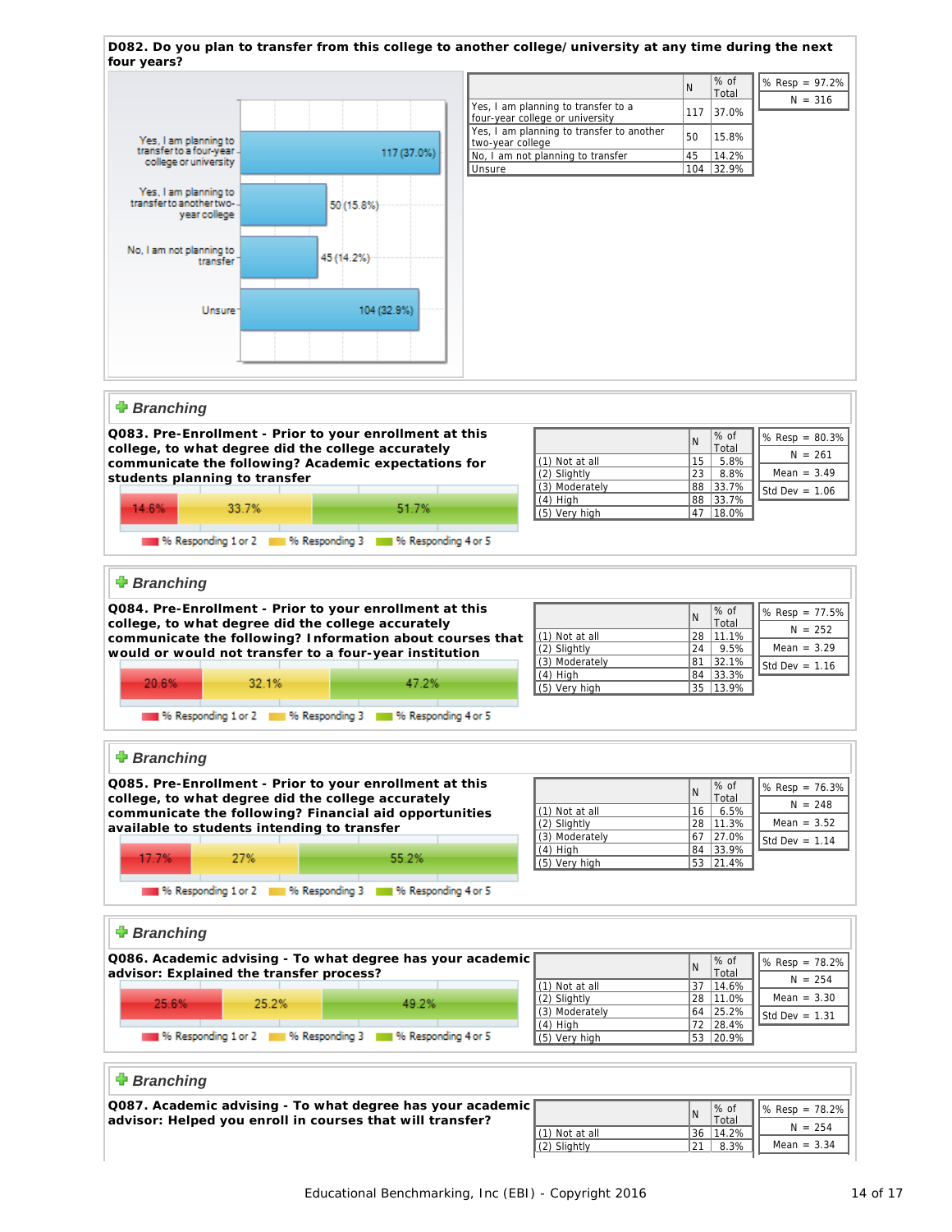**D082. Do you plan to transfer from this college to another college/ university at any time during the next four years?**

Yes, I am planning to transfer to a four-year college or university: 117 (37.0%)
Yes, I am planning to transfer to another two-year college: 50 (15.8%)
No, I am not planning to transfer: 45 (14.2%)
Unsure: 104 (32.9%)

| | N | % of Total |
|---|---|---|
| Yes, I am planning to transfer to a four-year college or university | 117 | 37.0% |
| Yes, I am planning to transfer to another two-year college | 50 | 15.8% |
| No, I am not planning to transfer | 45 | 14.2% |
| Unsure | 104 | 32.9% |

% Resp = 97.2%
N = 316

***Branching***

**Q083. Pre-Enrollment - Prior to your enrollment at this college, to what degree did the college accurately communicate the following? Academic expectations for students planning to transfer**

14.6% | 33.7% | 51.7%

% Responding 1 or 2 | % Responding 3 | % Responding 4 or 5

| | N | % of Total |
|---|---|---|
| (1) Not at all | 15 | 5.8% |
| (2) Slightly | 23 | 8.8% |
| (3) Moderately | 88 | 33.7% |
| (4) High | 88 | 33.7% |
| (5) Very high | 47 | 18.0% |

% Resp = 80.3%
N = 261
Mean = 3.49
Std Dev = 1.06

***Branching***

**Q084. Pre-Enrollment - Prior to your enrollment at this college, to what degree did the college accurately communicate the following? Information about courses that would or would not transfer to a four-year institution**

20.6% | 32.1% | 47.2%

% Responding 1 or 2 | % Responding 3 | % Responding 4 or 5

| | N | % of Total |
|---|---|---|
| (1) Not at all | 28 | 11.1% |
| (2) Slightly | 24 | 9.5% |
| (3) Moderately | 81 | 32.1% |
| (4) High | 84 | 33.3% |
| (5) Very high | 35 | 13.9% |

% Resp = 77.5%
N = 252
Mean = 3.29
Std Dev = 1.16

***Branching***

**Q085. Pre-Enrollment - Prior to your enrollment at this college, to what degree did the college accurately communicate the following? Financial aid opportunities available to students intending to transfer**

17.7% | 27% | 55.2%

% Responding 1 or 2 | % Responding 3 | % Responding 4 or 5

| | N | % of Total |
|---|---|---|
| (1) Not at all | 16 | 6.5% |
| (2) Slightly | 28 | 11.3% |
| (3) Moderately | 67 | 27.0% |
| (4) High | 84 | 33.9% |
| (5) Very high | 53 | 21.4% |

% Resp = 76.3%
N = 248
Mean = 3.52
Std Dev = 1.14

***Branching***

**Q086. Academic advising - To what degree has your academic advisor: Explained the transfer process?**

25.6% | 25.2% | 49.2%

% Responding 1 or 2 | % Responding 3 | % Responding 4 or 5

| | N | % of Total |
|---|---|---|
| (1) Not at all | 37 | 14.6% |
| (2) Slightly | 28 | 11.0% |
| (3) Moderately | 64 | 25.2% |
| (4) High | 72 | 28.4% |
| (5) Very high | 53 | 20.9% |

% Resp = 78.2%
N = 254
Mean = 3.30
Std Dev = 1.31

***Branching***

**Q087. Academic advising - To what degree has your academic advisor: Helped you enroll in courses that will transfer?**

| | N | % of Total |
|---|---|---|
| (1) Not at all | 36 | 14.2% |
| (2) Slightly | 21 | 8.3% |

% Resp = 78.2%
N = 254
Mean = 3.34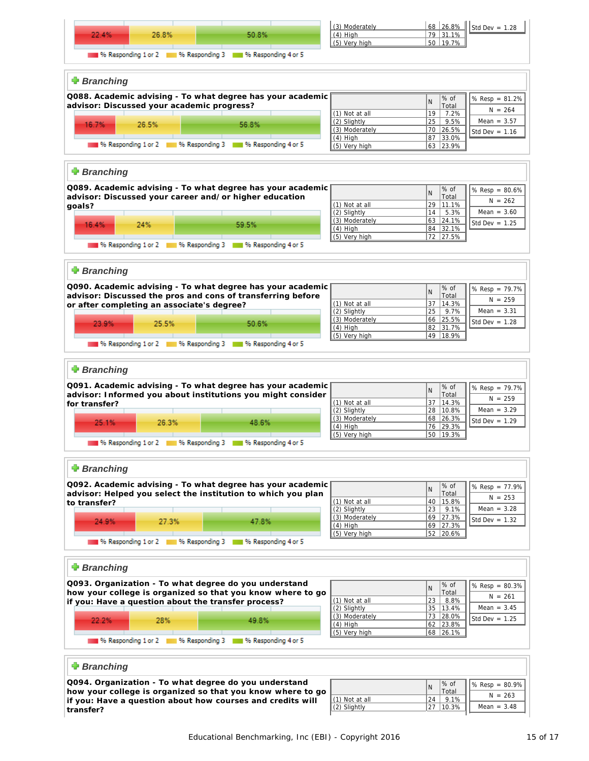| 22.4% | 26.8% | 50.8% |
|---|---|---|

% Responding 1 or 2 | % Responding 3 | % Responding 4 or 5

| | N | % of Total |
|---|---|---|
| (3) Moderately | 68 | 26.8% |
| (4) High | 79 | 31.1% |
| (5) Very high | 50 | 19.7% |

Std Dev = 1.28

### Branching

**Q088. Academic advising - To what degree has your academic advisor: Discussed your academic progress?**

| 16.7% | 26.5% | 56.8% |
|---|---|---|

% Responding 1 or 2 | % Responding 3 | % Responding 4 or 5

| | N | % of Total |
|---|---|---|
| (1) Not at all | 19 | 7.2% |
| (2) Slightly | 25 | 9.5% |
| (3) Moderately | 70 | 26.5% |
| (4) High | 87 | 33.0% |
| (5) Very high | 63 | 23.9% |

% Resp = 81.2%
N = 264
Mean = 3.57
Std Dev = 1.16

### Branching

**Q089. Academic advising - To what degree has your academic advisor: Discussed your career and/or higher education goals?**

| 16.4% | 24% | 59.5% |
|---|---|---|

% Responding 1 or 2 | % Responding 3 | % Responding 4 or 5

| | N | % of Total |
|---|---|---|
| (1) Not at all | 29 | 11.1% |
| (2) Slightly | 14 | 5.3% |
| (3) Moderately | 63 | 24.1% |
| (4) High | 84 | 32.1% |
| (5) Very high | 72 | 27.5% |

% Resp = 80.6%
N = 262
Mean = 3.60
Std Dev = 1.25

### Branching

**Q090. Academic advising - To what degree has your academic advisor: Discussed the pros and cons of transferring before or after completing an associate's degree?**

| 23.9% | 25.5% | 50.6% |
|---|---|---|

% Responding 1 or 2 | % Responding 3 | % Responding 4 or 5

| | N | % of Total |
|---|---|---|
| (1) Not at all | 37 | 14.3% |
| (2) Slightly | 25 | 9.7% |
| (3) Moderately | 66 | 25.5% |
| (4) High | 82 | 31.7% |
| (5) Very high | 49 | 18.9% |

% Resp = 79.7%
N = 259
Mean = 3.31
Std Dev = 1.28

### Branching

**Q091. Academic advising - To what degree has your academic advisor: Informed you about institutions you might consider for transfer?**

| 25.1% | 26.3% | 48.6% |
|---|---|---|

% Responding 1 or 2 | % Responding 3 | % Responding 4 or 5

| | N | % of Total |
|---|---|---|
| (1) Not at all | 37 | 14.3% |
| (2) Slightly | 28 | 10.8% |
| (3) Moderately | 68 | 26.3% |
| (4) High | 76 | 29.3% |
| (5) Very high | 50 | 19.3% |

% Resp = 79.7%
N = 259
Mean = 3.29
Std Dev = 1.29

### Branching

**Q092. Academic advising - To what degree has your academic advisor: Helped you select the institution to which you plan to transfer?**

| 24.9% | 27.3% | 47.8% |
|---|---|---|

% Responding 1 or 2 | % Responding 3 | % Responding 4 or 5

| | N | % of Total |
|---|---|---|
| (1) Not at all | 40 | 15.8% |
| (2) Slightly | 23 | 9.1% |
| (3) Moderately | 69 | 27.3% |
| (4) High | 69 | 27.3% |
| (5) Very high | 52 | 20.6% |

% Resp = 77.9%
N = 253
Mean = 3.28
Std Dev = 1.32

### Branching

**Q093. Organization - To what degree do you understand how your college is organized so that you know where to go if you: Have a question about the transfer process?**

| 22.2% | 28% | 49.8% |
|---|---|---|

% Responding 1 or 2 | % Responding 3 | % Responding 4 or 5

| | N | % of Total |
|---|---|---|
| (1) Not at all | 23 | 8.8% |
| (2) Slightly | 35 | 13.4% |
| (3) Moderately | 73 | 28.0% |
| (4) High | 62 | 23.8% |
| (5) Very high | 68 | 26.1% |

% Resp = 80.3%
N = 261
Mean = 3.45
Std Dev = 1.25

### Branching

**Q094. Organization - To what degree do you understand how your college is organized so that you know where to go if you: Have a question about how courses and credits will transfer?**

| | N | % of Total |
|---|---|---|
| (1) Not at all | 24 | 9.1% |
| (2) Slightly | 27 | 10.3% |

% Resp = 80.9%
N = 263
Mean = 3.48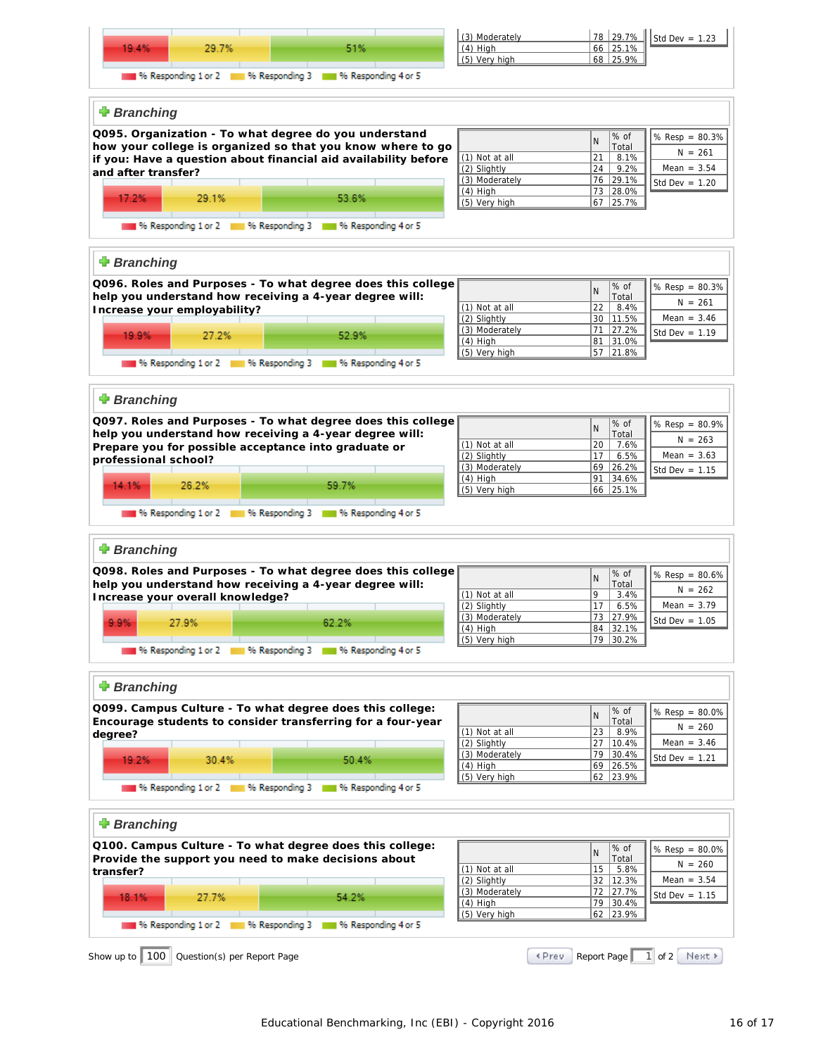| | 19.4% | 29.7% | 51% |
|---|---|---|---|

% Responding 1 or 2 | % Responding 3 | % Responding 4 or 5

| | N | % of Total |
|---|---|---|
| (3) Moderately | 78 | 29.7% |
| (4) High | 66 | 25.1% |
| (5) Very high | 68 | 25.9% |

Std Dev = 1.23

## Branching

**Q095. Organization - To what degree do you understand how your college is organized so that you know where to go if you: Have a question about financial aid availability before and after transfer?**

| 17.2% | 29.1% | 53.6% |
|---|---|---|

% Responding 1 or 2 | % Responding 3 | % Responding 4 or 5

| | N | % of Total |
|---|---|---|
| (1) Not at all | 21 | 8.1% |
| (2) Slightly | 24 | 9.2% |
| (3) Moderately | 76 | 29.1% |
| (4) High | 73 | 28.0% |
| (5) Very high | 67 | 25.7% |

% Resp = 80.3%
N = 261
Mean = 3.54
Std Dev = 1.20

## Branching

**Q096. Roles and Purposes - To what degree does this college help you understand how receiving a 4-year degree will: Increase your employability?**

| 19.9% | 27.2% | 52.9% |
|---|---|---|

% Responding 1 or 2 | % Responding 3 | % Responding 4 or 5

| | N | % of Total |
|---|---|---|
| (1) Not at all | 22 | 8.4% |
| (2) Slightly | 30 | 11.5% |
| (3) Moderately | 71 | 27.2% |
| (4) High | 81 | 31.0% |
| (5) Very high | 57 | 21.8% |

% Resp = 80.3%
N = 261
Mean = 3.46
Std Dev = 1.19

## Branching

**Q097. Roles and Purposes - To what degree does this college help you understand how receiving a 4-year degree will: Prepare you for possible acceptance into graduate or professional school?**

| 14.1% | 26.2% | 59.7% |
|---|---|---|

% Responding 1 or 2 | % Responding 3 | % Responding 4 or 5

| | N | % of Total |
|---|---|---|
| (1) Not at all | 20 | 7.6% |
| (2) Slightly | 17 | 6.5% |
| (3) Moderately | 69 | 26.2% |
| (4) High | 91 | 34.6% |
| (5) Very high | 66 | 25.1% |

% Resp = 80.9%
N = 263
Mean = 3.63
Std Dev = 1.15

## Branching

**Q098. Roles and Purposes - To what degree does this college help you understand how receiving a 4-year degree will: Increase your overall knowledge?**

| 9.9% | 27.9% | 62.2% |
|---|---|---|

% Responding 1 or 2 | % Responding 3 | % Responding 4 or 5

| | N | % of Total |
|---|---|---|
| (1) Not at all | 9 | 3.4% |
| (2) Slightly | 17 | 6.5% |
| (3) Moderately | 73 | 27.9% |
| (4) High | 84 | 32.1% |
| (5) Very high | 79 | 30.2% |

% Resp = 80.6%
N = 262
Mean = 3.79
Std Dev = 1.05

## Branching

**Q099. Campus Culture - To what degree does this college: Encourage students to consider transferring for a four-year degree?**

| 19.2% | 30.4% | 50.4% |
|---|---|---|

% Responding 1 or 2 | % Responding 3 | % Responding 4 or 5

| | N | % of Total |
|---|---|---|
| (1) Not at all | 23 | 8.9% |
| (2) Slightly | 27 | 10.4% |
| (3) Moderately | 79 | 30.4% |
| (4) High | 69 | 26.5% |
| (5) Very high | 62 | 23.9% |

% Resp = 80.0%
N = 260
Mean = 3.46
Std Dev = 1.21

## Branching

**Q100. Campus Culture - To what degree does this college: Provide the support you need to make decisions about transfer?**

| 18.1% | 27.7% | 54.2% |
|---|---|---|

% Responding 1 or 2 | % Responding 3 | % Responding 4 or 5

| | N | % of Total |
|---|---|---|
| (1) Not at all | 15 | 5.8% |
| (2) Slightly | 32 | 12.3% |
| (3) Moderately | 72 | 27.7% |
| (4) High | 79 | 30.4% |
| (5) Very high | 62 | 23.9% |

% Resp = 80.0%
N = 260
Mean = 3.54
Std Dev = 1.15

Show up to 100 Question(s) per Report Page

‹ Prev Report Page 1 of 2 Next ›

Educational Benchmarking, Inc (EBI) - Copyright 2016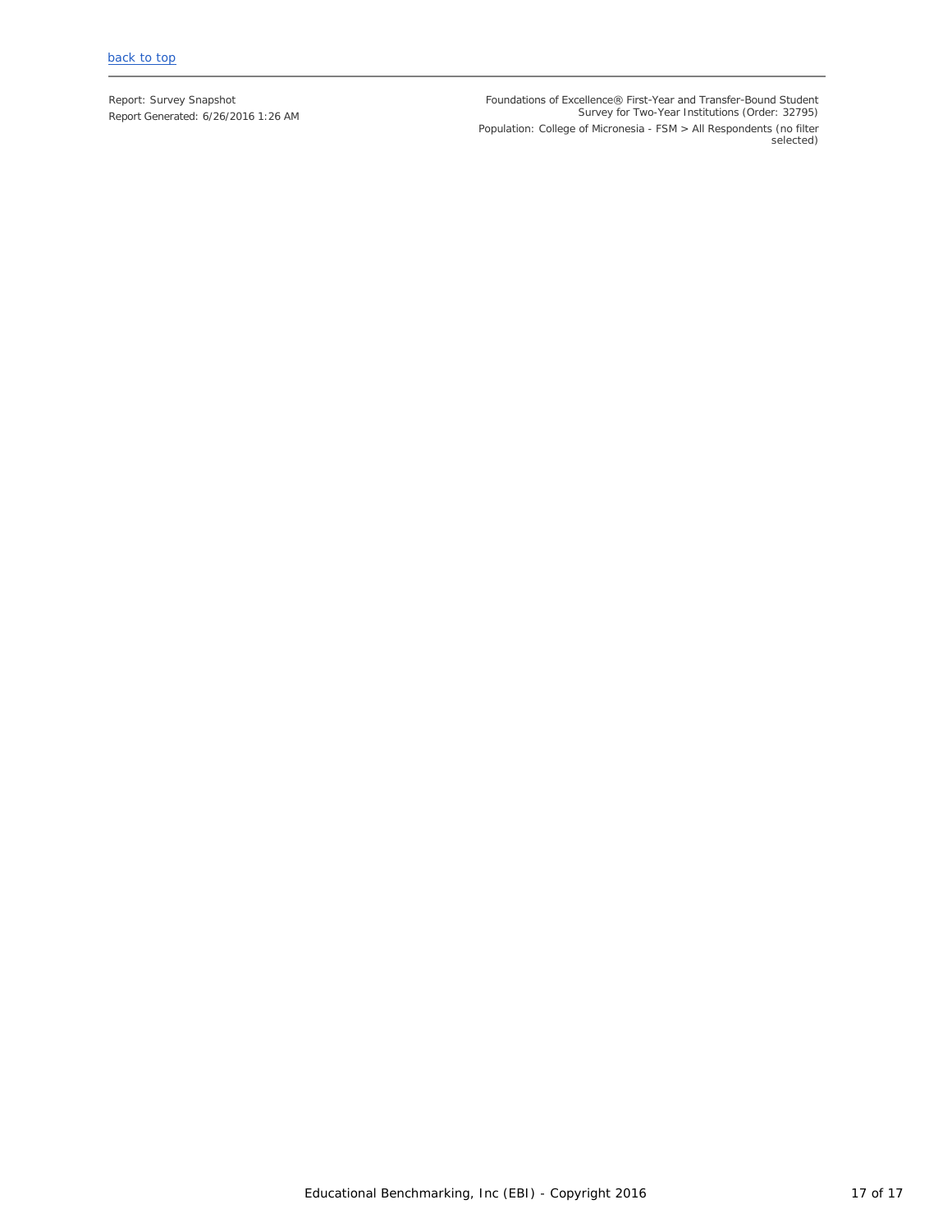back to top